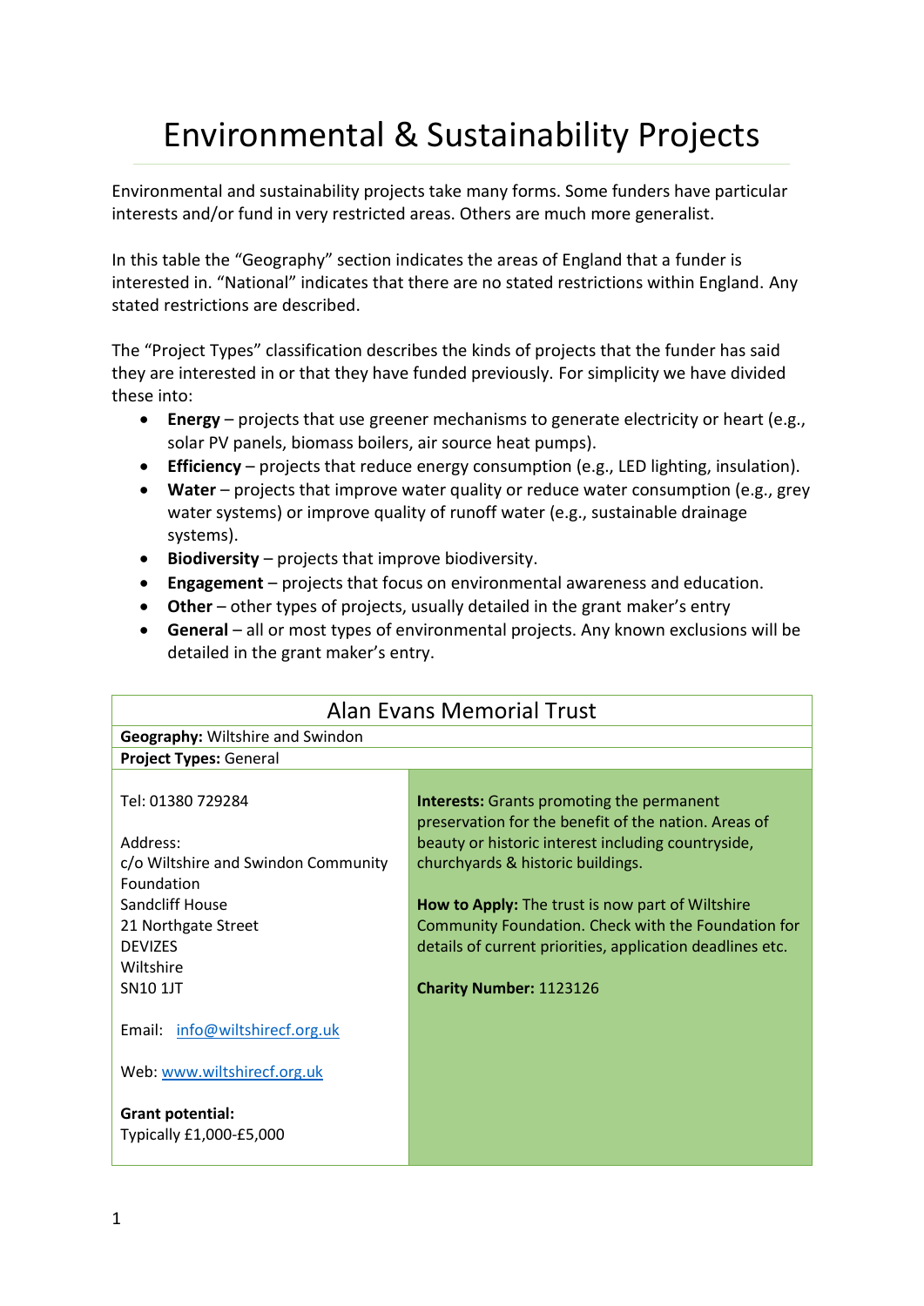# Environmental & Sustainability Projects

Environmental and sustainability projects take many forms. Some funders have particular interests and/or fund in very restricted areas. Others are much more generalist.

In this table the "Geography" section indicates the areas of England that a funder is interested in. "National" indicates that there are no stated restrictions within England. Any stated restrictions are described.

The "Project Types" classification describes the kinds of projects that the funder has said they are interested in or that they have funded previously. For simplicity we have divided these into:

- **Energy** – projects that use greener mechanisms to generate electricity or heart (e.g., solar PV panels, biomass boilers, air source heat pumps).
- **Efficiency** – projects that reduce energy consumption (e.g., LED lighting, insulation).
- **Water** – projects that improve water quality or reduce water consumption (e.g., grey water systems) or improve quality of runoff water (e.g., sustainable drainage systems).
- **Biodiversity** – projects that improve biodiversity.
- **Engagement** – projects that focus on environmental awareness and education.
- **Other** – other types of projects, usually detailed in the grant maker's entry
- **General** – all or most types of environmental projects. Any known exclusions will be detailed in the grant maker's entry.

## Alan Evans Memorial Trust

**Geography:** Wiltshire and Swindon

**Project Types:** General

| | |
|---|---|
| Tel: 01380 729284<br><br>Address:<br>c/o Wiltshire and Swindon Community Foundation<br>Sandcliff House<br>21 Northgate Street<br>DEVIZES<br>Wiltshire<br>SN10 1JT<br><br>Email: info@wiltshirecf.org.uk<br><br>Web: www.wiltshirecf.org.uk<br><br>**Grant potential:**<br>Typically £1,000-£5,000 | **Interests:** Grants promoting the permanent preservation for the benefit of the nation. Areas of beauty or historic interest including countryside, churchyards & historic buildings.<br><br>**How to Apply:** The trust is now part of Wiltshire Community Foundation. Check with the Foundation for details of current priorities, application deadlines etc.<br><br>**Charity Number:** 1123126 |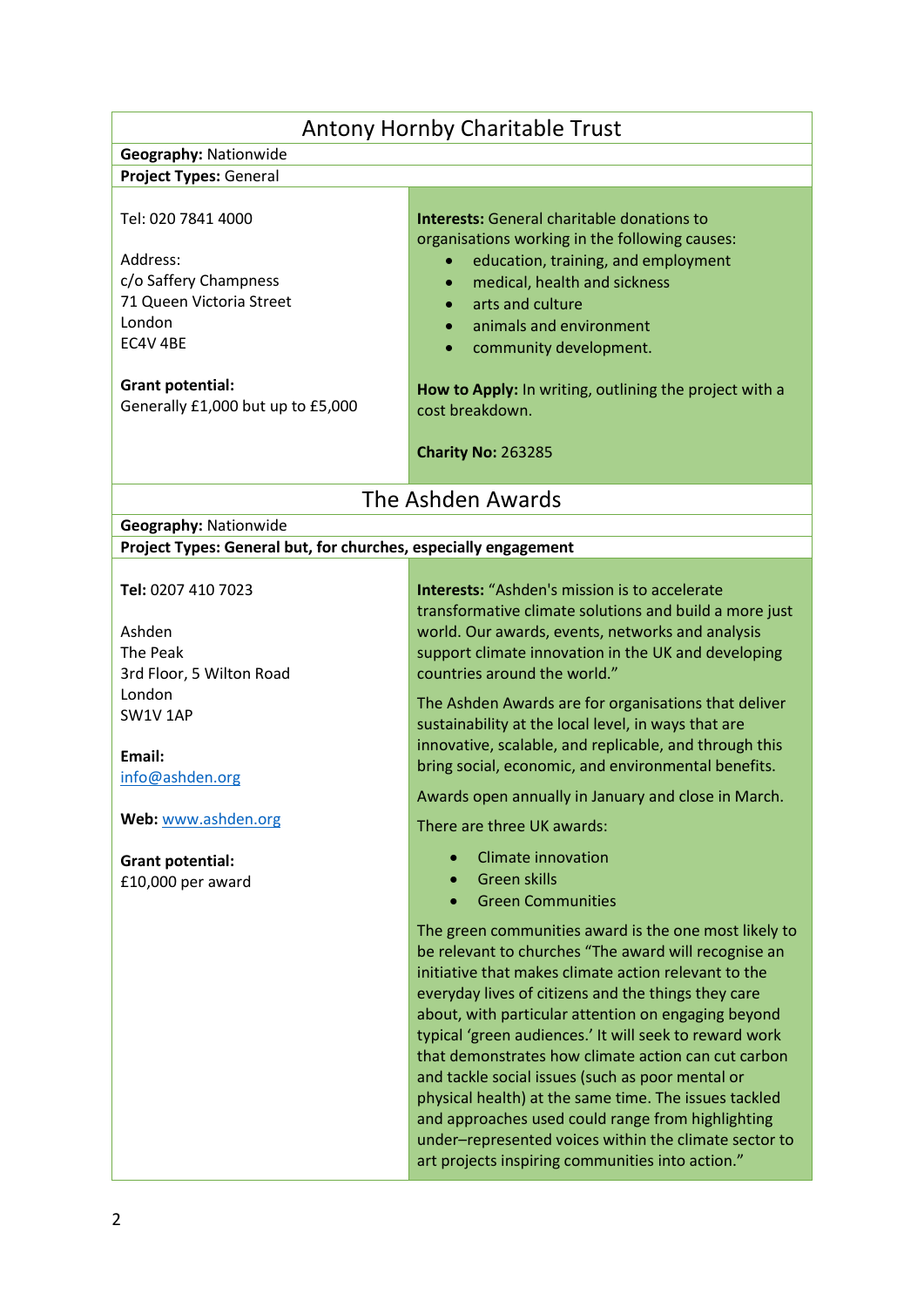## Antony Hornby Charitable Trust

**Geography:** Nationwide

**Project Types:** General

Tel: 020 7841 4000

Address:
c/o Saffery Champness
71 Queen Victoria Street
London
EC4V 4BE

**Grant potential:**
Generally £1,000 but up to £5,000

**Interests:** General charitable donations to organisations working in the following causes:

- education, training, and employment
- medical, health and sickness
- arts and culture
- animals and environment
- community development.

**How to Apply:** In writing, outlining the project with a cost breakdown.

**Charity No:** 263285

## The Ashden Awards

**Geography:** Nationwide

**Project Types: General but, for churches, especially engagement**

**Tel:** 0207 410 7023

Ashden
The Peak
3rd Floor, 5 Wilton Road
London
SW1V 1AP

**Email:**
info@ashden.org

**Web:** www.ashden.org

**Grant potential:**
£10,000 per award

**Interests:** "Ashden's mission is to accelerate transformative climate solutions and build a more just world. Our awards, events, networks and analysis support climate innovation in the UK and developing countries around the world."

The Ashden Awards are for organisations that deliver sustainability at the local level, in ways that are innovative, scalable, and replicable, and through this bring social, economic, and environmental benefits.

Awards open annually in January and close in March.

There are three UK awards:

- Climate innovation
- Green skills
- Green Communities

The green communities award is the one most likely to be relevant to churches "The award will recognise an initiative that makes climate action relevant to the everyday lives of citizens and the things they care about, with particular attention on engaging beyond typical 'green audiences.' It will seek to reward work that demonstrates how climate action can cut carbon and tackle social issues (such as poor mental or physical health) at the same time. The issues tackled and approaches used could range from highlighting under–represented voices within the climate sector to art projects inspiring communities into action."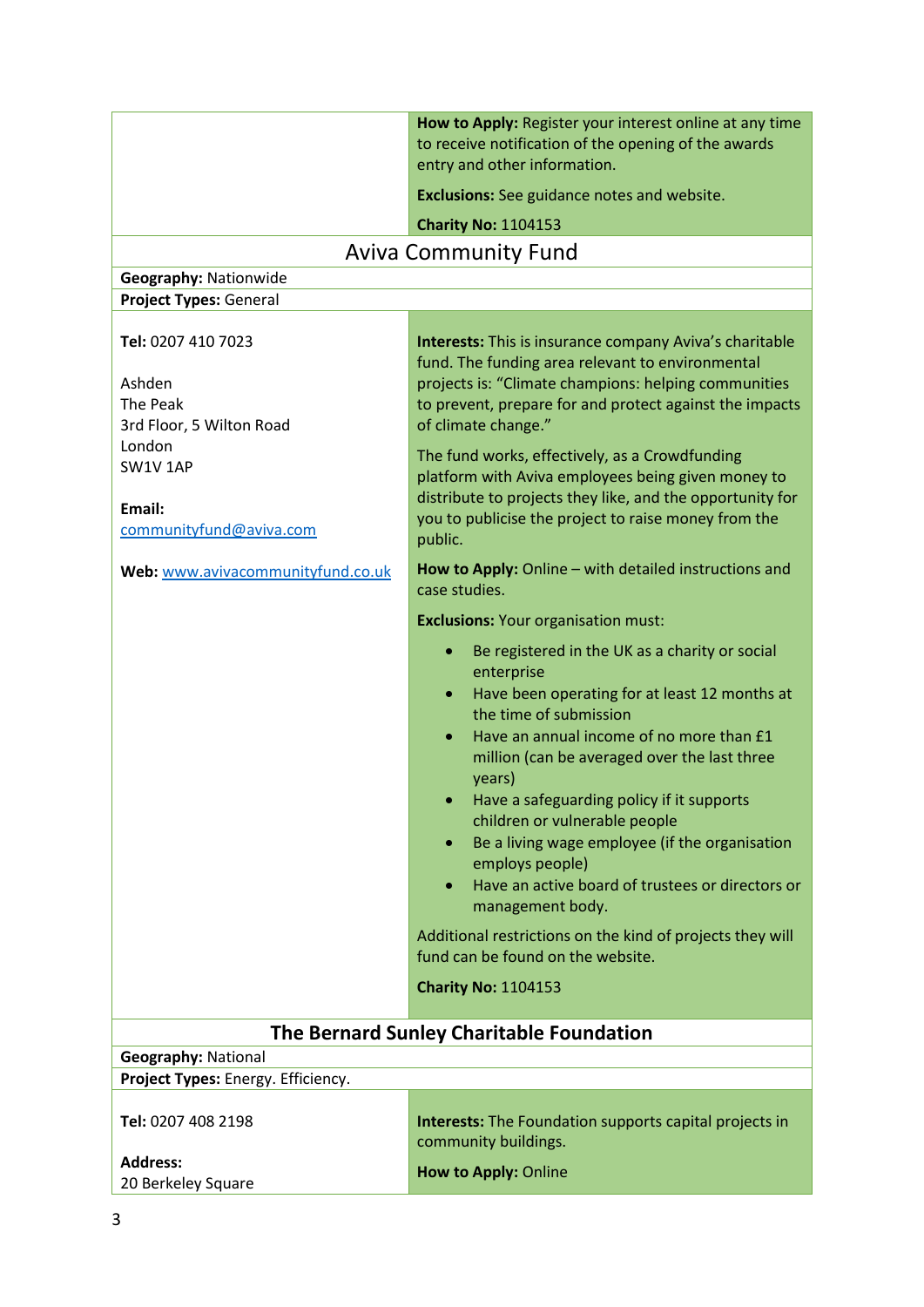**How to Apply:** Register your interest online at any time to receive notification of the opening of the awards entry and other information.

**Exclusions:** See guidance notes and website.

**Charity No:** 1104153

## Aviva Community Fund

**Geography:** Nationwide

**Project Types:** General

**Tel:** 0207 410 7023

Ashden
The Peak
3rd Floor, 5 Wilton Road
London
SW1V 1AP

**Email:**
communityfund@aviva.com

**Web:** www.avivacommunityfund.co.uk

**Interests:** This is insurance company Aviva's charitable fund. The funding area relevant to environmental projects is: "Climate champions: helping communities to prevent, prepare for and protect against the impacts of climate change."

The fund works, effectively, as a Crowdfunding platform with Aviva employees being given money to distribute to projects they like, and the opportunity for you to publicise the project to raise money from the public.

**How to Apply:** Online – with detailed instructions and case studies.

**Exclusions:** Your organisation must:

- Be registered in the UK as a charity or social enterprise
- Have been operating for at least 12 months at the time of submission
- Have an annual income of no more than £1 million (can be averaged over the last three years)
- Have a safeguarding policy if it supports children or vulnerable people
- Be a living wage employee (if the organisation employs people)
- Have an active board of trustees or directors or management body.

Additional restrictions on the kind of projects they will fund can be found on the website.

**Charity No:** 1104153

## The Bernard Sunley Charitable Foundation

**Geography:** National

**Project Types:** Energy. Efficiency.

**Tel:** 0207 408 2198

**Address:**
20 Berkeley Square

**Interests:** The Foundation supports capital projects in community buildings.

**How to Apply:** Online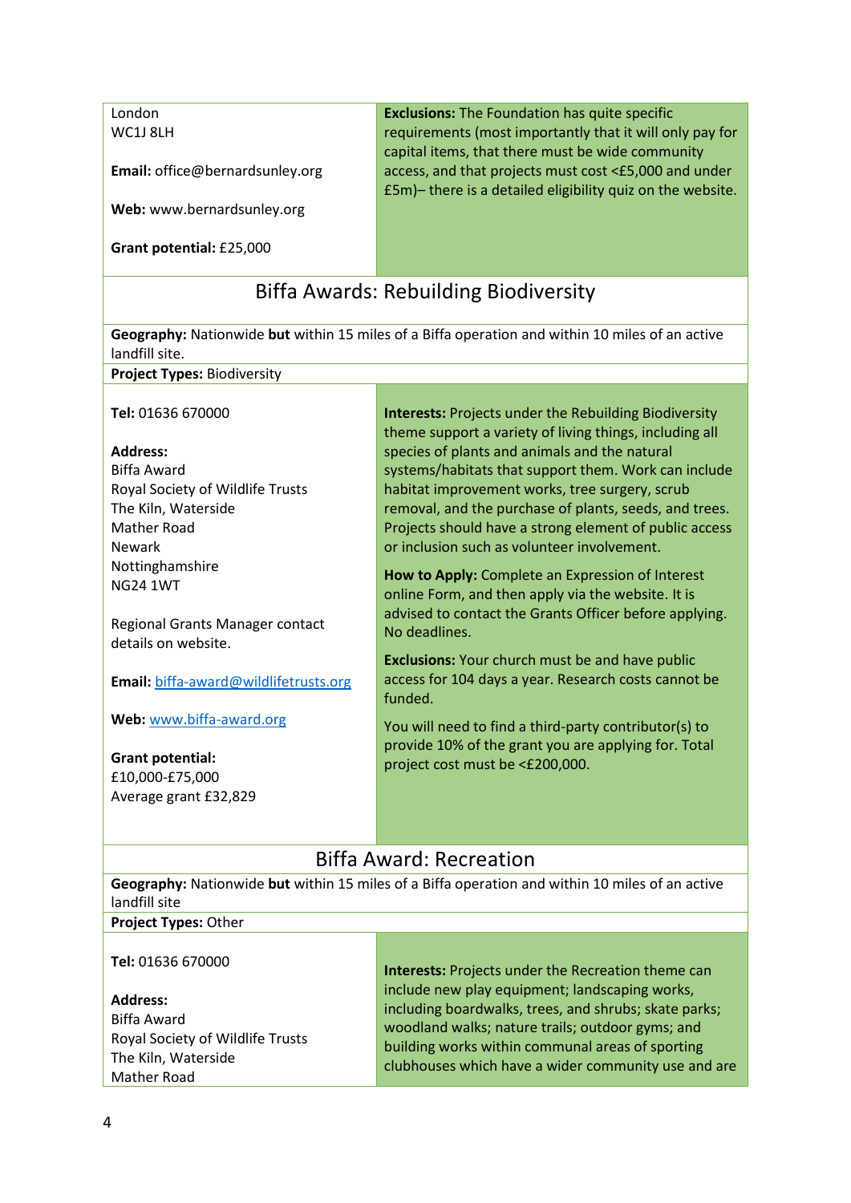London
WC1J 8LH

**Email:** office@bernardsunley.org

**Web:** www.bernardsunley.org

**Grant potential:** £25,000

**Exclusions:** The Foundation has quite specific requirements (most importantly that it will only pay for capital items, that there must be wide community access, and that projects must cost <£5,000 and under £5m)– there is a detailed eligibility quiz on the website.

## Biffa Awards: Rebuilding Biodiversity

**Geography:** Nationwide **but** within 15 miles of a Biffa operation and within 10 miles of an active landfill site.

**Project Types:** Biodiversity

**Tel:** 01636 670000

**Address:**
Biffa Award
Royal Society of Wildlife Trusts
The Kiln, Waterside
Mather Road
Newark
Nottinghamshire
NG24 1WT

Regional Grants Manager contact details on website.

**Email:** biffa-award@wildlifetrusts.org

**Web:** www.biffa-award.org

**Grant potential:**
£10,000-£75,000
Average grant £32,829

**Interests:** Projects under the Rebuilding Biodiversity theme support a variety of living things, including all species of plants and animals and the natural systems/habitats that support them. Work can include habitat improvement works, tree surgery, scrub removal, and the purchase of plants, seeds, and trees. Projects should have a strong element of public access or inclusion such as volunteer involvement.

**How to Apply:** Complete an Expression of Interest online Form, and then apply via the website. It is advised to contact the Grants Officer before applying. No deadlines.

**Exclusions:** Your church must be and have public access for 104 days a year. Research costs cannot be funded.

You will need to find a third-party contributor(s) to provide 10% of the grant you are applying for. Total project cost must be <£200,000.

## Biffa Award: Recreation

**Geography:** Nationwide **but** within 15 miles of a Biffa operation and within 10 miles of an active landfill site

**Project Types:** Other

**Tel:** 01636 670000

**Address:**
Biffa Award
Royal Society of Wildlife Trusts
The Kiln, Waterside
Mather Road

**Interests:** Projects under the Recreation theme can include new play equipment; landscaping works, including boardwalks, trees, and shrubs; skate parks; woodland walks; nature trails; outdoor gyms; and building works within communal areas of sporting clubhouses which have a wider community use and are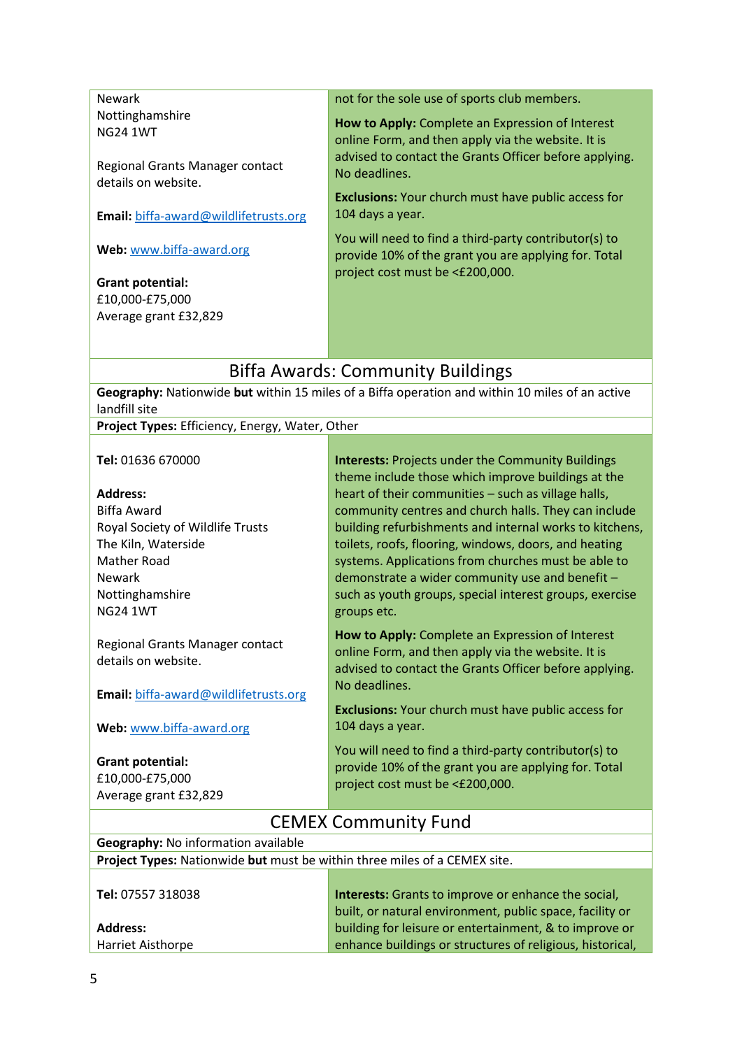| | |
|---|---|
| Newark<br>Nottinghamshire<br>NG24 1WT<br><br>Regional Grants Manager contact details on website.<br><br>**Email:** biffa-award@wildlifetrusts.org<br><br>**Web:** www.biffa-award.org<br><br>**Grant potential:**<br>£10,000-£75,000<br>Average grant £32,829 | not for the sole use of sports club members.<br><br>**How to Apply:** Complete an Expression of Interest online Form, and then apply via the website. It is advised to contact the Grants Officer before applying. No deadlines.<br><br>**Exclusions:** Your church must have public access for 104 days a year.<br><br>You will need to find a third-party contributor(s) to provide 10% of the grant you are applying for. Total project cost must be <£200,000. |

## Biffa Awards: Community Buildings

**Geography:** Nationwide **but** within 15 miles of a Biffa operation and within 10 miles of an active landfill site

**Project Types:** Efficiency, Energy, Water, Other

| | |
|---|---|
| **Tel:** 01636 670000<br><br>**Address:**<br>Biffa Award<br>Royal Society of Wildlife Trusts<br>The Kiln, Waterside<br>Mather Road<br>Newark<br>Nottinghamshire<br>NG24 1WT<br><br>Regional Grants Manager contact details on website.<br><br>**Email:** biffa-award@wildlifetrusts.org<br><br>**Web:** www.biffa-award.org<br><br>**Grant potential:**<br>£10,000-£75,000<br>Average grant £32,829 | **Interests:** Projects under the Community Buildings theme include those which improve buildings at the heart of their communities – such as village halls, community centres and church halls. They can include building refurbishments and internal works to kitchens, toilets, roofs, flooring, windows, doors, and heating systems. Applications from churches must be able to demonstrate a wider community use and benefit – such as youth groups, special interest groups, exercise groups etc.<br><br>**How to Apply:** Complete an Expression of Interest online Form, and then apply via the website. It is advised to contact the Grants Officer before applying. No deadlines.<br><br>**Exclusions:** Your church must have public access for 104 days a year.<br><br>You will need to find a third-party contributor(s) to provide 10% of the grant you are applying for. Total project cost must be <£200,000. |

## CEMEX Community Fund

**Geography:** No information available

**Project Types:** Nationwide **but** must be within three miles of a CEMEX site.

| | |
|---|---|
| **Tel:** 07557 318038<br><br>**Address:**<br>Harriet Aisthorpe | **Interests:** Grants to improve or enhance the social, built, or natural environment, public space, facility or building for leisure or entertainment, & to improve or enhance buildings or structures of religious, historical, |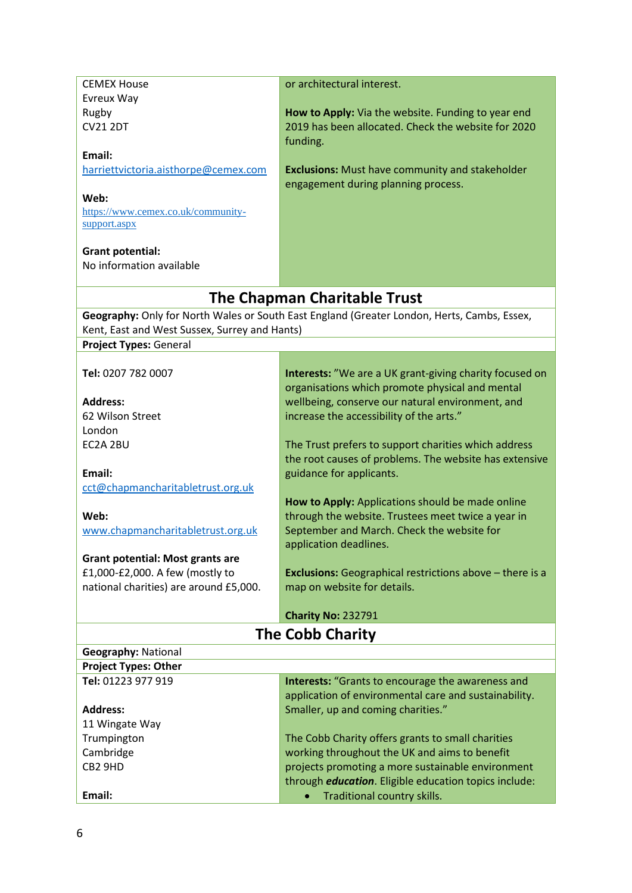| | |
|---|---|
| CEMEX House<br>Evreux Way<br>Rugby<br>CV21 2DT<br><br>**Email:**<br>harriettvictoria.aisthorpe@cemex.com<br><br>**Web:**<br>https://www.cemex.co.uk/community-support.aspx<br><br>**Grant potential:**<br>No information available | or architectural interest.<br><br>**How to Apply:** Via the website. Funding to year end 2019 has been allocated. Check the website for 2020 funding.<br><br>**Exclusions:** Must have community and stakeholder engagement during planning process. |

## The Chapman Charitable Trust

**Geography:** Only for North Wales or South East England (Greater London, Herts, Cambs, Essex, Kent, East and West Sussex, Surrey and Hants)

**Project Types:** General

| | |
|---|---|
| **Tel:** 0207 782 0007<br><br>**Address:**<br>62 Wilson Street<br>London<br>EC2A 2BU<br><br>**Email:**<br>cct@chapmancharitabletrust.org.uk<br><br>**Web:**<br>www.chapmancharitabletrust.org.uk<br><br>**Grant potential: Most grants are** £1,000-£2,000. A few (mostly to national charities) are around £5,000. | **Interests:** "We are a UK grant-giving charity focused on organisations which promote physical and mental wellbeing, conserve our natural environment, and increase the accessibility of the arts."<br><br>The Trust prefers to support charities which address the root causes of problems. The website has extensive guidance for applicants.<br><br>**How to Apply:** Applications should be made online through the website. Trustees meet twice a year in September and March. Check the website for application deadlines.<br><br>**Exclusions:** Geographical restrictions above – there is a map on website for details.<br><br>**Charity No:** 232791 |

## The Cobb Charity

**Geography:** National

**Project Types: Other**

| | |
|---|---|
| **Tel:** 01223 977 919<br><br>**Address:**<br>11 Wingate Way<br>Trumpington<br>Cambridge<br>CB2 9HD<br><br>**Email:** | **Interests:** "Grants to encourage the awareness and application of environmental care and sustainability. Smaller, up and coming charities."<br><br>The Cobb Charity offers grants to small charities working throughout the UK and aims to benefit projects promoting a more sustainable environment through ***education***. Eligible education topics include:<br>• Traditional country skills. |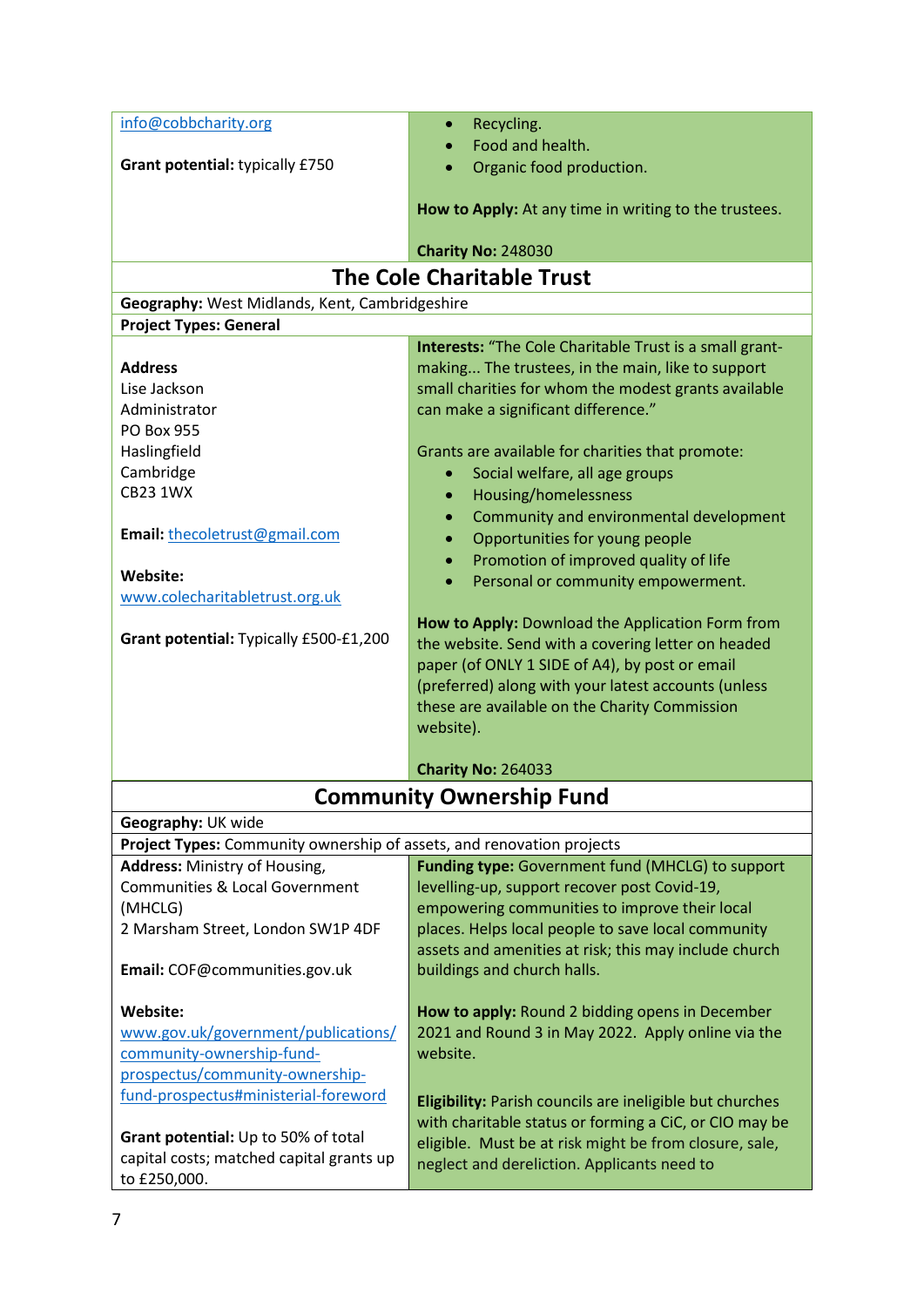| | |
|---|---|
| info@cobbcharity.org<br><br>**Grant potential:** typically £750 | • Recycling.<br>• Food and health.<br>• Organic food production.<br><br>**How to Apply:** At any time in writing to the trustees.<br><br>**Charity No:** 248030 |

## The Cole Charitable Trust

**Geography:** West Midlands, Kent, Cambridgeshire

**Project Types: General**

| | |
|---|---|
| **Address**<br>Lise Jackson<br>Administrator<br>PO Box 955<br>Haslingfield<br>Cambridge<br>CB23 1WX<br><br>**Email:** thecoletrust@gmail.com<br><br>**Website:**<br>www.colecharitabletrust.org.uk<br><br>**Grant potential:** Typically £500-£1,200 | **Interests:** "The Cole Charitable Trust is a small grant-making... The trustees, in the main, like to support small charities for whom the modest grants available can make a significant difference."<br><br>Grants are available for charities that promote:<br>• Social welfare, all age groups<br>• Housing/homelessness<br>• Community and environmental development<br>• Opportunities for young people<br>• Promotion of improved quality of life<br>• Personal or community empowerment.<br><br>**How to Apply:** Download the Application Form from the website. Send with a covering letter on headed paper (of ONLY 1 SIDE of A4), by post or email (preferred) along with your latest accounts (unless these are available on the Charity Commission website).<br><br>**Charity No:** 264033 |

## Community Ownership Fund

**Geography:** UK wide

**Project Types:** Community ownership of assets, and renovation projects

| | |
|---|---|
| **Address:** Ministry of Housing, Communities & Local Government (MHCLG)<br>2 Marsham Street, London SW1P 4DF<br><br>**Email:** COF@communities.gov.uk<br><br>**Website:**<br>www.gov.uk/government/publications/community-ownership-fund-prospectus/community-ownership-fund-prospectus#ministerial-foreword<br><br>**Grant potential:** Up to 50% of total capital costs; matched capital grants up to £250,000. | **Funding type:** Government fund (MHCLG) to support levelling-up, support recover post Covid-19, empowering communities to improve their local places. Helps local people to save local community assets and amenities at risk; this may include church buildings and church halls.<br><br>**How to apply:** Round 2 bidding opens in December 2021 and Round 3 in May 2022. Apply online via the website.<br><br>**Eligibility:** Parish councils are ineligible but churches with charitable status or forming a CiC, or CIO may be eligible. Must be at risk might be from closure, sale, neglect and dereliction. Applicants need to |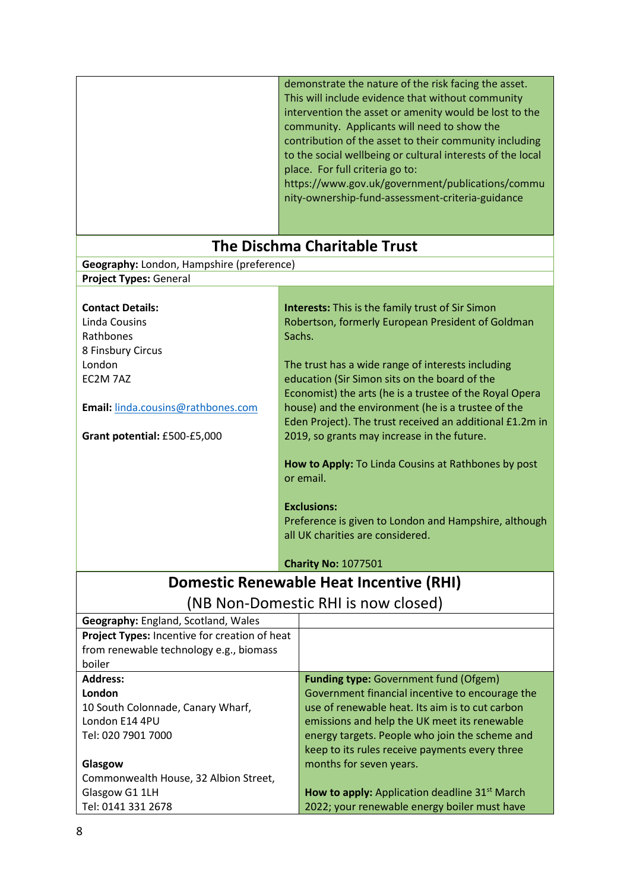| | |
|---|---|
| | demonstrate the nature of the risk facing the asset. This will include evidence that without community intervention the asset or amenity would be lost to the community. Applicants will need to show the contribution of the asset to their community including to the social wellbeing or cultural interests of the local place. For full criteria go to: https://www.gov.uk/government/publications/community-ownership-fund-assessment-criteria-guidance |

## The Dischma Charitable Trust

**Geography:** London, Hampshire (preference)

**Project Types:** General

| | |
|---|---|
| **Contact Details:**<br>Linda Cousins<br>Rathbones<br>8 Finsbury Circus<br>London<br>EC2M 7AZ<br><br>**Email:** linda.cousins@rathbones.com<br><br>**Grant potential:** £500-£5,000 | **Interests:** This is the family trust of Sir Simon Robertson, formerly European President of Goldman Sachs.<br><br>The trust has a wide range of interests including education (Sir Simon sits on the board of the Economist) the arts (he is a trustee of the Royal Opera house) and the environment (he is a trustee of the Eden Project). The trust received an additional £1.2m in 2019, so grants may increase in the future.<br><br>**How to Apply:** To Linda Cousins at Rathbones by post or email.<br><br>**Exclusions:**<br>Preference is given to London and Hampshire, although all UK charities are considered.<br><br>**Charity No:** 1077501 |

## Domestic Renewable Heat Incentive (RHI)

(NB Non-Domestic RHI is now closed)

| | |
|---|---|
| **Geography:** England, Scotland, Wales | |
| **Project Types:** Incentive for creation of heat from renewable technology e.g., biomass boiler | |
| **Address:**<br>**London**<br>10 South Colonnade, Canary Wharf, London E14 4PU<br>Tel: 020 7901 7000<br><br>**Glasgow**<br>Commonwealth House, 32 Albion Street, Glasgow G1 1LH<br>Tel: 0141 331 2678 | **Funding type:** Government fund (Ofgem)<br>Government financial incentive to encourage the use of renewable heat. Its aim is to cut carbon emissions and help the UK meet its renewable energy targets. People who join the scheme and keep to its rules receive payments every three months for seven years.<br><br>**How to apply:** Application deadline 31st March 2022; your renewable energy boiler must have |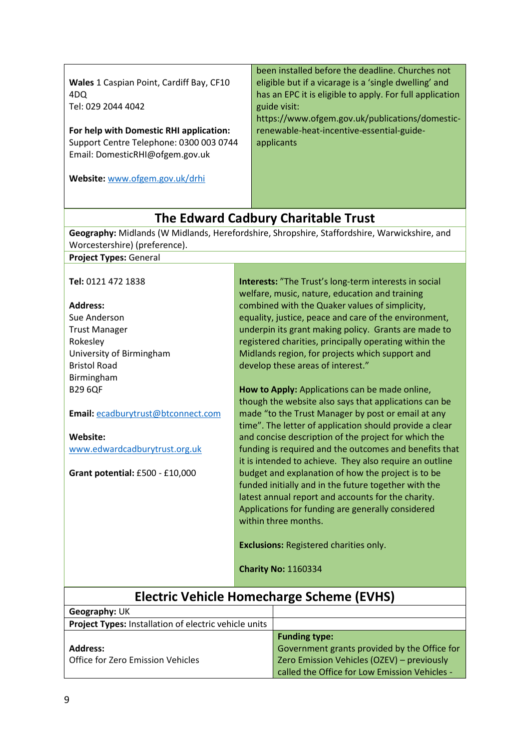| | |
|---|---|
| **Wales** 1 Caspian Point, Cardiff Bay, CF10 4DQ<br>Tel: 029 2044 4042<br><br>**For help with Domestic RHI application:**<br>Support Centre Telephone: 0300 003 0744<br>Email: DomesticRHI@ofgem.gov.uk<br><br>**Website:** [www.ofgem.gov.uk/drhi](www.ofgem.gov.uk/drhi) | been installed before the deadline. Churches not eligible but if a vicarage is a 'single dwelling' and has an EPC it is eligible to apply. For full application guide visit: https://www.ofgem.gov.uk/publications/domestic-renewable-heat-incentive-essential-guide-applicants |

## The Edward Cadbury Charitable Trust

**Geography:** Midlands (W Midlands, Herefordshire, Shropshire, Staffordshire, Warwickshire, and Worcestershire) (preference).

**Project Types:** General

| | |
|---|---|
| **Tel:** 0121 472 1838<br><br>**Address:**<br>Sue Anderson<br>Trust Manager<br>Rokesley<br>University of Birmingham<br>Bristol Road<br>Birmingham<br>B29 6QF<br><br>**Email:** [ecadburytrust@btconnect.com](mailto:ecadburytrust@btconnect.com)<br><br>**Website:**<br>[www.edwardcadburytrust.org.uk](www.edwardcadburytrust.org.uk)<br><br>**Grant potential:** £500 - £10,000 | **Interests:** "The Trust's long-term interests in social welfare, music, nature, education and training combined with the Quaker values of simplicity, equality, justice, peace and care of the environment, underpin its grant making policy. Grants are made to registered charities, principally operating within the Midlands region, for projects which support and develop these areas of interest."<br><br>**How to Apply:** Applications can be made online, though the website also says that applications can be made "to the Trust Manager by post or email at any time". The letter of application should provide a clear and concise description of the project for which the funding is required and the outcomes and benefits that it is intended to achieve. They also require an outline budget and explanation of how the project is to be funded initially and in the future together with the latest annual report and accounts for the charity. Applications for funding are generally considered within three months.<br><br>**Exclusions:** Registered charities only.<br><br>**Charity No:** 1160334 |

## Electric Vehicle Homecharge Scheme (EVHS)

| | |
|---|---|
| **Geography:** UK | |
| **Project Types:** Installation of electric vehicle units | |
| **Address:**<br>Office for Zero Emission Vehicles | **Funding type:**<br>Government grants provided by the Office for Zero Emission Vehicles (OZEV) – previously called the Office for Low Emission Vehicles - |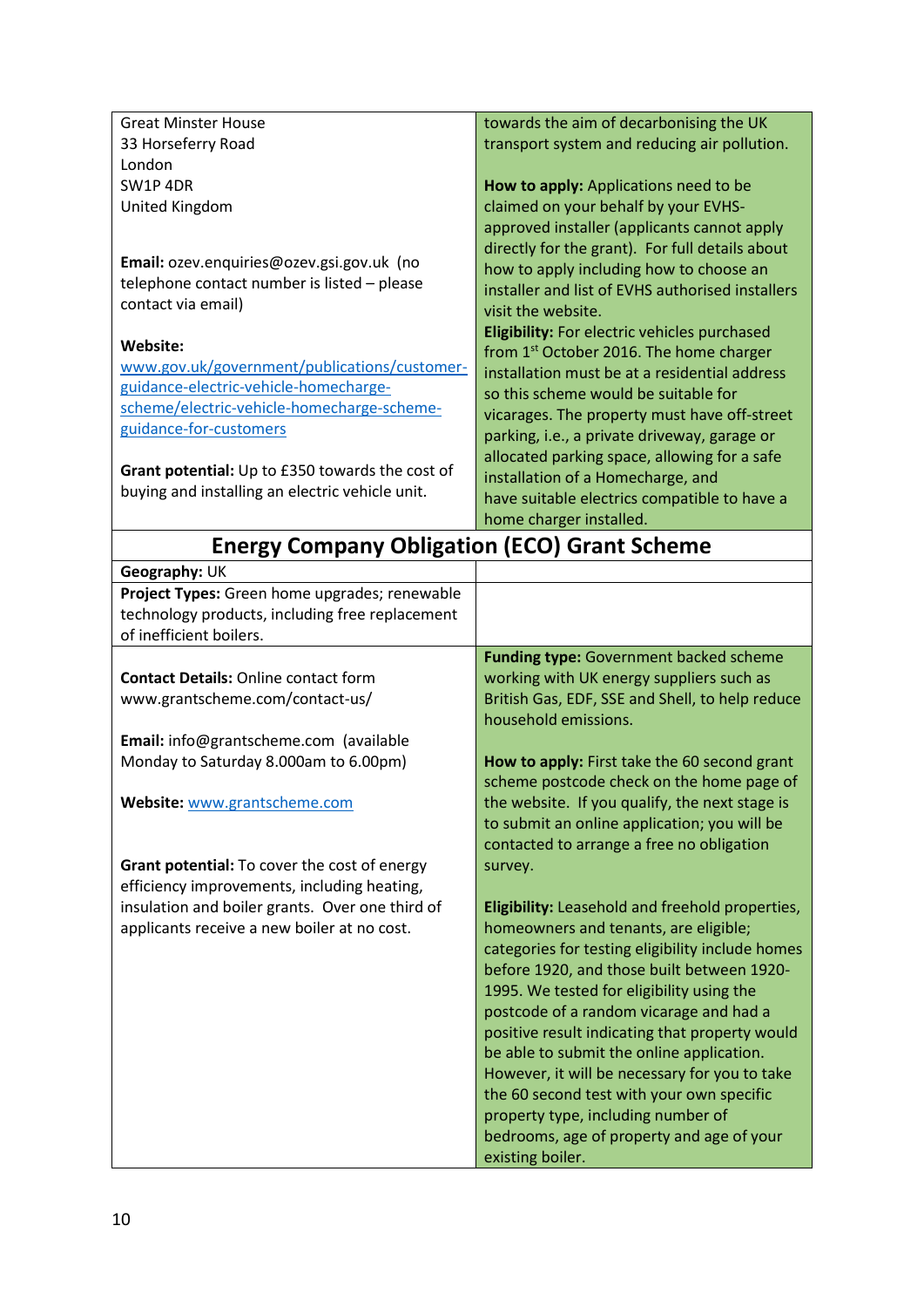| | |
|---|---|
| Great Minster House<br>33 Horseferry Road<br>London<br>SW1P 4DR<br>United Kingdom<br><br>**Email:** ozev.enquiries@ozev.gsi.gov.uk (no telephone contact number is listed – please contact via email)<br><br>**Website:** [www.gov.uk/government/publications/customer-guidance-electric-vehicle-homecharge-scheme/electric-vehicle-homecharge-scheme-guidance-for-customers](www.gov.uk/government/publications/customer-guidance-electric-vehicle-homecharge-scheme/electric-vehicle-homecharge-scheme-guidance-for-customers)<br><br>**Grant potential:** Up to £350 towards the cost of buying and installing an electric vehicle unit. | towards the aim of decarbonising the UK transport system and reducing air pollution.<br><br>**How to apply:** Applications need to be claimed on your behalf by your EVHS-approved installer (applicants cannot apply directly for the grant). For full details about how to apply including how to choose an installer and list of EVHS authorised installers visit the website.<br>**Eligibility:** For electric vehicles purchased from 1st October 2016. The home charger installation must be at a residential address so this scheme would be suitable for vicarages. The property must have off-street parking, i.e., a private driveway, garage or allocated parking space, allowing for a safe installation of a Homecharge, and have suitable electrics compatible to have a home charger installed. |

## Energy Company Obligation (ECO) Grant Scheme

| | |
|---|---|
| **Geography:** UK | |
| **Project Types:** Green home upgrades; renewable technology products, including free replacement of inefficient boilers. | |
| **Contact Details:** Online contact form www.grantscheme.com/contact-us/<br><br>**Email:** info@grantscheme.com (available Monday to Saturday 8.000am to 6.00pm)<br><br>**Website:** [www.grantscheme.com](www.grantscheme.com)<br><br>**Grant potential:** To cover the cost of energy efficiency improvements, including heating, insulation and boiler grants. Over one third of applicants receive a new boiler at no cost. | **Funding type:** Government backed scheme working with UK energy suppliers such as British Gas, EDF, SSE and Shell, to help reduce household emissions.<br><br>**How to apply:** First take the 60 second grant scheme postcode check on the home page of the website. If you qualify, the next stage is to submit an online application; you will be contacted to arrange a free no obligation survey.<br><br>**Eligibility:** Leasehold and freehold properties, homeowners and tenants, are eligible; categories for testing eligibility include homes before 1920, and those built between 1920-1995. We tested for eligibility using the postcode of a random vicarage and had a positive result indicating that property would be able to submit the online application. However, it will be necessary for you to take the 60 second test with your own specific property type, including number of bedrooms, age of property and age of your existing boiler. |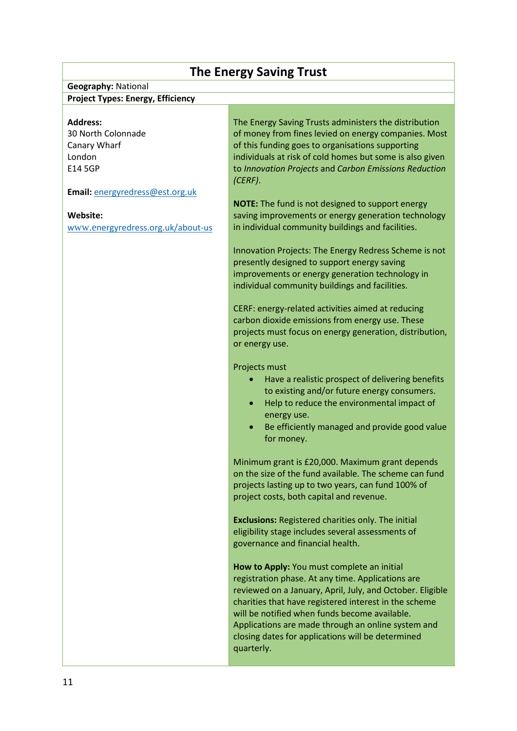## The Energy Saving Trust

**Geography:** National

**Project Types: Energy, Efficiency**

**Address:**
30 North Colonnade
Canary Wharf
London
E14 5GP

**Email:** energyredress@est.org.uk

**Website:**
www.energyredress.org.uk/about-us

The Energy Saving Trusts administers the distribution of money from fines levied on energy companies. Most of this funding goes to organisations supporting individuals at risk of cold homes but some is also given to *Innovation Projects* and *Carbon Emissions Reduction (CERF)*.

**NOTE:** The fund is not designed to support energy saving improvements or energy generation technology in individual community buildings and facilities.

Innovation Projects: The Energy Redress Scheme is not presently designed to support energy saving improvements or energy generation technology in individual community buildings and facilities.

CERF: energy-related activities aimed at reducing carbon dioxide emissions from energy use. These projects must focus on energy generation, distribution, or energy use.

Projects must

- Have a realistic prospect of delivering benefits to existing and/or future energy consumers.
- Help to reduce the environmental impact of energy use.
- Be efficiently managed and provide good value for money.

Minimum grant is £20,000. Maximum grant depends on the size of the fund available. The scheme can fund projects lasting up to two years, can fund 100% of project costs, both capital and revenue.

**Exclusions:** Registered charities only. The initial eligibility stage includes several assessments of governance and financial health.

**How to Apply:** You must complete an initial registration phase. At any time. Applications are reviewed on a January, April, July, and October. Eligible charities that have registered interest in the scheme will be notified when funds become available. Applications are made through an online system and closing dates for applications will be determined quarterly.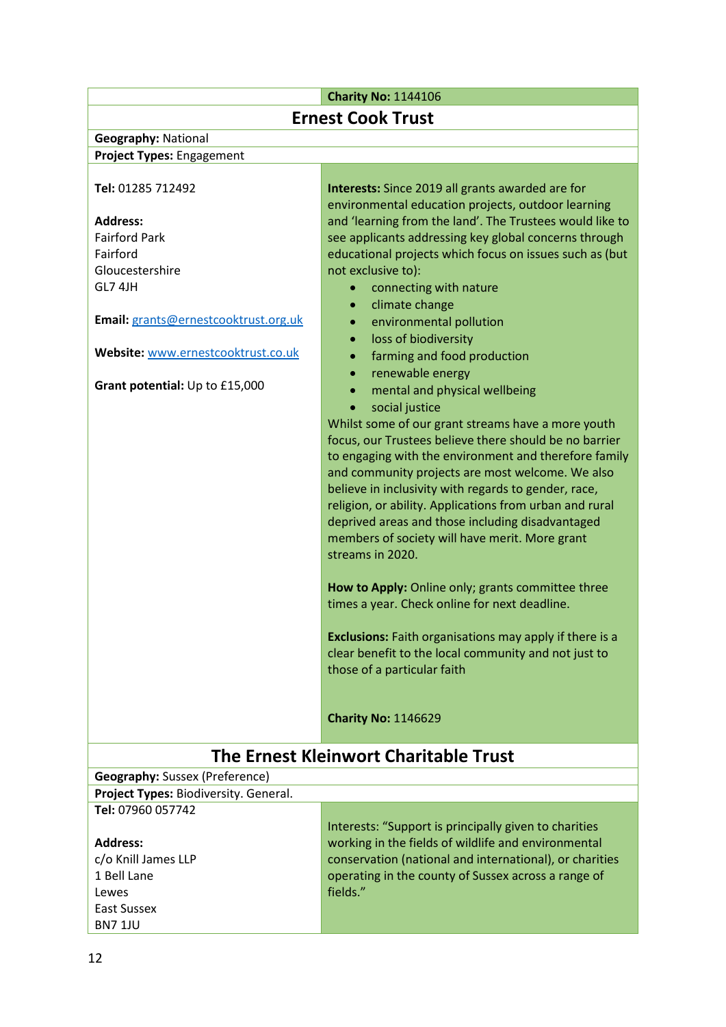**Charity No:** 1144106

## Ernest Cook Trust

**Geography:** National

**Project Types:** Engagement

**Tel:** 01285 712492

**Address:**
Fairford Park
Fairford
Gloucestershire
GL7 4JH

**Email:** grants@ernestcooktrust.org.uk

**Website:** www.ernestcooktrust.co.uk

**Grant potential:** Up to £15,000

**Interests:** Since 2019 all grants awarded are for environmental education projects, outdoor learning and 'learning from the land'. The Trustees would like to see applicants addressing key global concerns through educational projects which focus on issues such as (but not exclusive to):

- connecting with nature
- climate change
- environmental pollution
- loss of biodiversity
- farming and food production
- renewable energy
- mental and physical wellbeing
- social justice

Whilst some of our grant streams have a more youth focus, our Trustees believe there should be no barrier to engaging with the environment and therefore family and community projects are most welcome. We also believe in inclusivity with regards to gender, race, religion, or ability. Applications from urban and rural deprived areas and those including disadvantaged members of society will have merit. More grant streams in 2020.

**How to Apply:** Online only; grants committee three times a year. Check online for next deadline.

**Exclusions:** Faith organisations may apply if there is a clear benefit to the local community and not just to those of a particular faith

**Charity No:** 1146629

## The Ernest Kleinwort Charitable Trust

**Geography:** Sussex (Preference)

**Project Types:** Biodiversity. General.

**Tel:** 07960 057742

**Address:**
c/o Knill James LLP
1 Bell Lane
Lewes
East Sussex
BN7 1JU

Interests: "Support is principally given to charities working in the fields of wildlife and environmental conservation (national and international), or charities operating in the county of Sussex across a range of fields."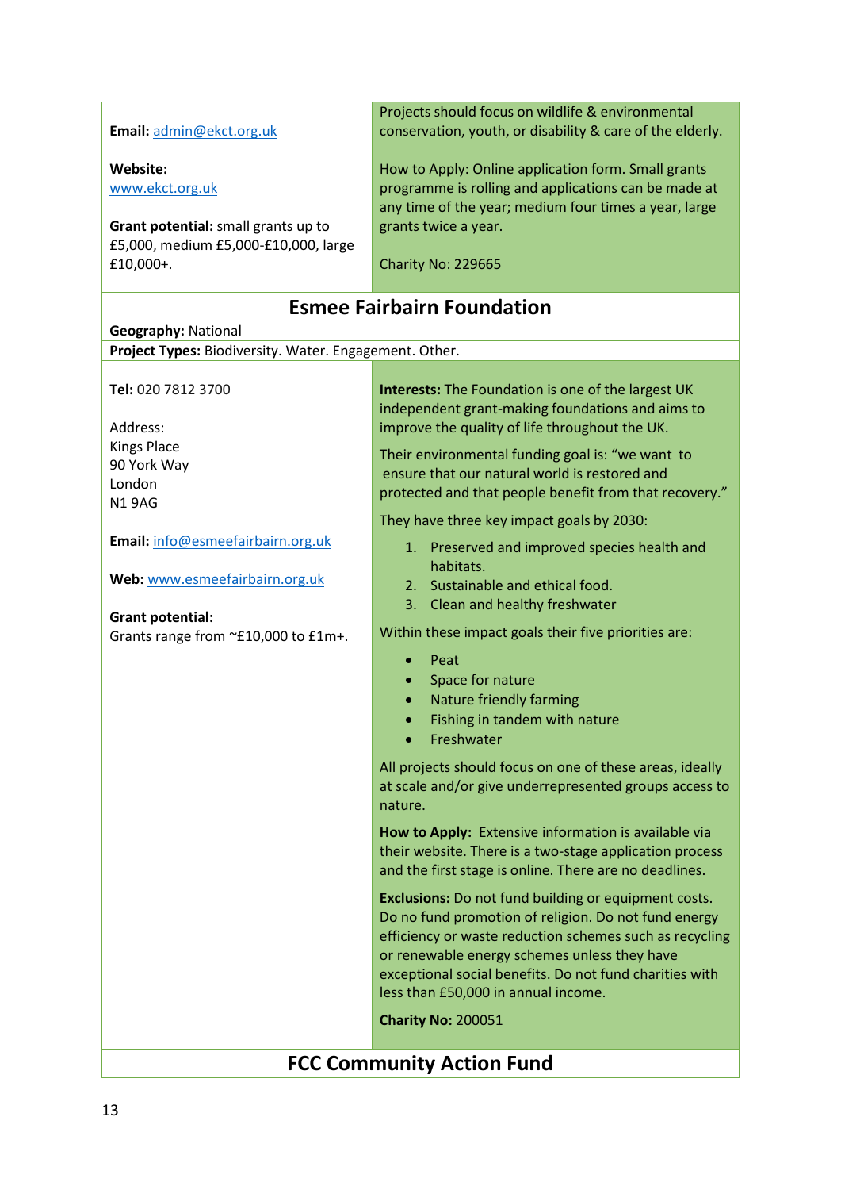**Email:** admin@ekct.org.uk

**Website:** www.ekct.org.uk

**Grant potential:** small grants up to £5,000, medium £5,000-£10,000, large £10,000+.

Projects should focus on wildlife & environmental conservation, youth, or disability & care of the elderly.

How to Apply: Online application form. Small grants programme is rolling and applications can be made at any time of the year; medium four times a year, large grants twice a year.

Charity No: 229665

## Esmee Fairbairn Foundation

**Geography:** National

**Project Types:** Biodiversity. Water. Engagement. Other.

**Tel:** 020 7812 3700

Address:
Kings Place
90 York Way
London
N1 9AG

**Email:** info@esmeefairbairn.org.uk

**Web:** www.esmeefairbairn.org.uk

**Grant potential:**
Grants range from ~£10,000 to £1m+.

**Interests:** The Foundation is one of the largest UK independent grant-making foundations and aims to improve the quality of life throughout the UK.

Their environmental funding goal is: "we want to ensure that our natural world is restored and protected and that people benefit from that recovery."

They have three key impact goals by 2030:

1. Preserved and improved species health and habitats.
2. Sustainable and ethical food.
3. Clean and healthy freshwater

Within these impact goals their five priorities are:

- Peat
- Space for nature
- Nature friendly farming
- Fishing in tandem with nature
- Freshwater

All projects should focus on one of these areas, ideally at scale and/or give underrepresented groups access to nature.

**How to Apply:** Extensive information is available via their website. There is a two-stage application process and the first stage is online. There are no deadlines.

**Exclusions:** Do not fund building or equipment costs. Do no fund promotion of religion. Do not fund energy efficiency or waste reduction schemes such as recycling or renewable energy schemes unless they have exceptional social benefits. Do not fund charities with less than £50,000 in annual income.

**Charity No:** 200051

## FCC Community Action Fund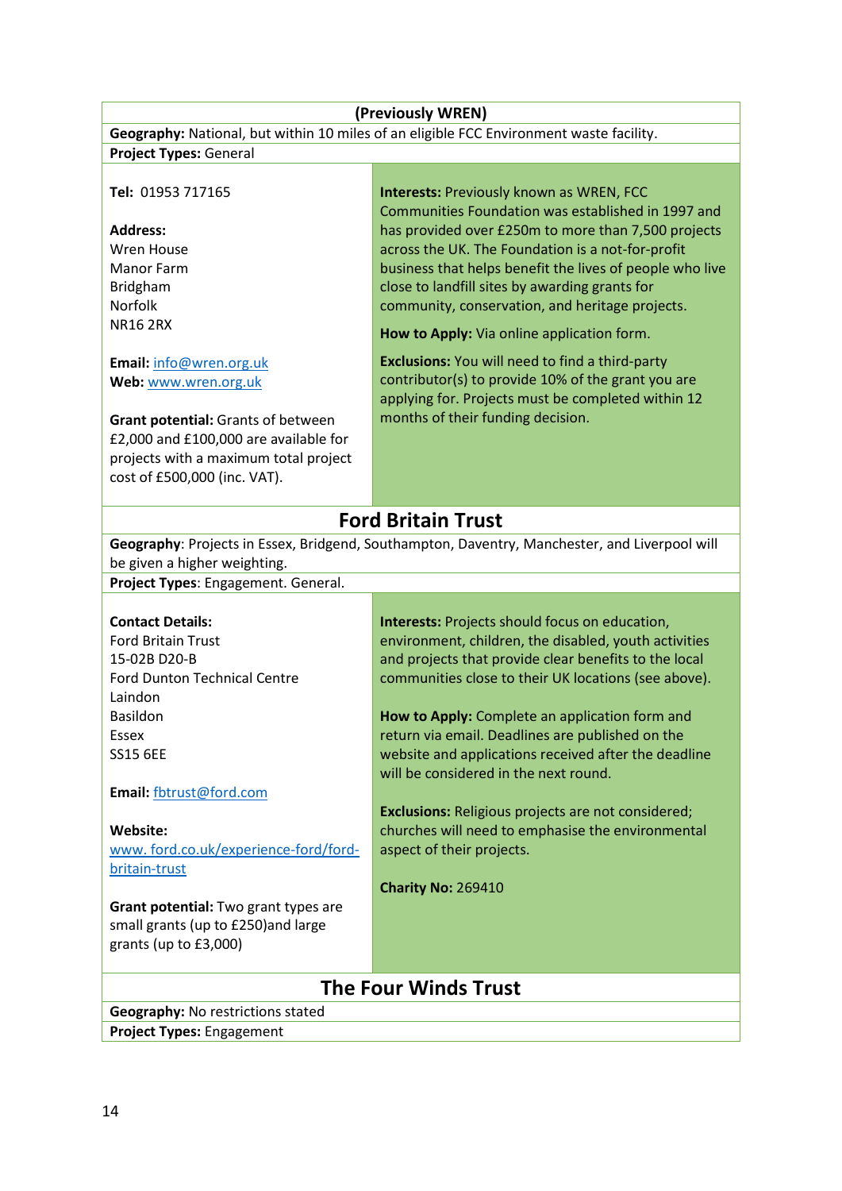**(Previously WREN)**

**Geography:** National, but within 10 miles of an eligible FCC Environment waste facility.

**Project Types:** General

**Tel:** 01953 717165

**Address:**
Wren House
Manor Farm
Bridgham
Norfolk
NR16 2RX

**Email:** info@wren.org.uk
**Web:** www.wren.org.uk

**Grant potential:** Grants of between £2,000 and £100,000 are available for projects with a maximum total project cost of £500,000 (inc. VAT).

**Interests:** Previously known as WREN, FCC Communities Foundation was established in 1997 and has provided over £250m to more than 7,500 projects across the UK. The Foundation is a not-for-profit business that helps benefit the lives of people who live close to landfill sites by awarding grants for community, conservation, and heritage projects.

**How to Apply:** Via online application form.

**Exclusions:** You will need to find a third-party contributor(s) to provide 10% of the grant you are applying for. Projects must be completed within 12 months of their funding decision.

## Ford Britain Trust

**Geography**: Projects in Essex, Bridgend, Southampton, Daventry, Manchester, and Liverpool will be given a higher weighting.

**Project Types**: Engagement. General.

**Contact Details:**
Ford Britain Trust
15-02B D20-B
Ford Dunton Technical Centre
Laindon
Basildon
Essex
SS15 6EE

**Email:** fbtrust@ford.com

**Website:**
www. ford.co.uk/experience-ford/ford-britain-trust

**Grant potential:** Two grant types are small grants (up to £250)and large grants (up to £3,000)

**Interests:** Projects should focus on education, environment, children, the disabled, youth activities and projects that provide clear benefits to the local communities close to their UK locations (see above).

**How to Apply:** Complete an application form and return via email. Deadlines are published on the website and applications received after the deadline will be considered in the next round.

**Exclusions:** Religious projects are not considered; churches will need to emphasise the environmental aspect of their projects.

**Charity No:** 269410

## The Four Winds Trust

**Geography:** No restrictions stated

**Project Types:** Engagement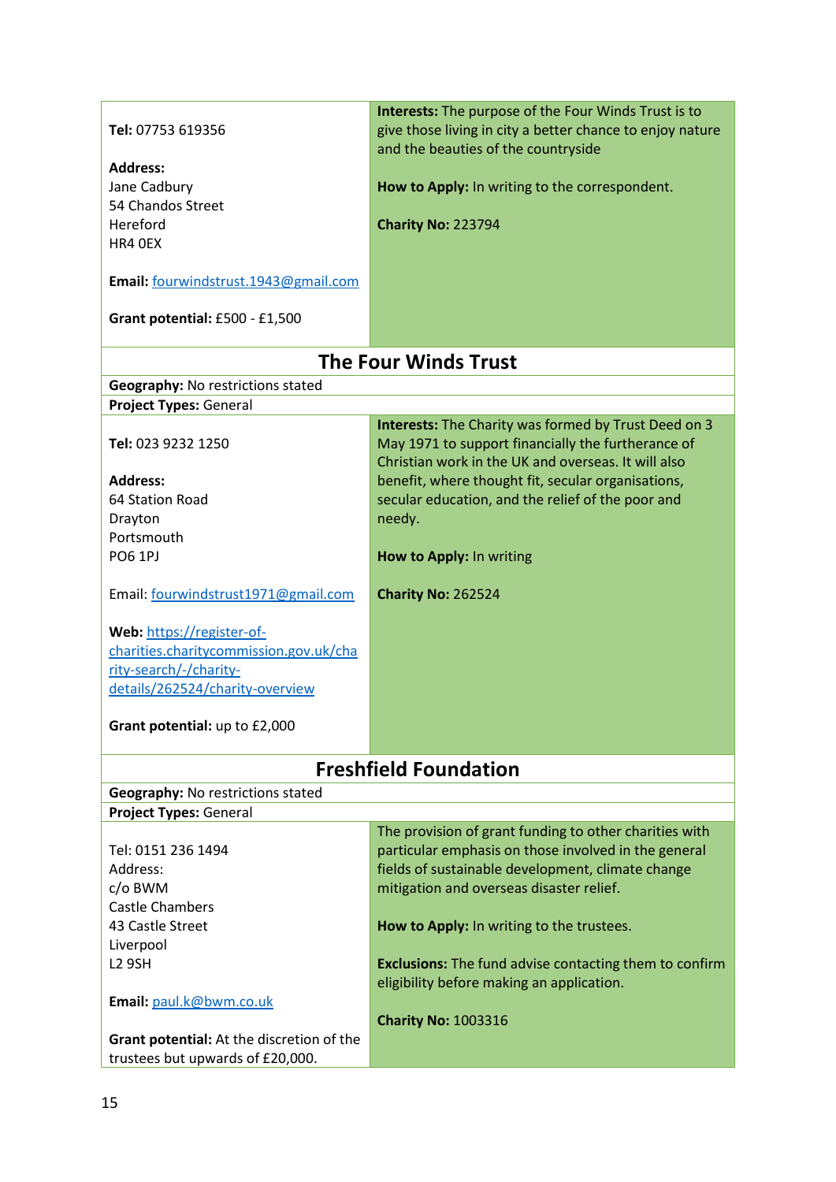| | |
|---|---|
| **Tel:** 07753 619356<br><br>**Address:**<br>Jane Cadbury<br>54 Chandos Street<br>Hereford<br>HR4 0EX<br><br>**Email:** fourwindstrust.1943@gmail.com<br><br>**Grant potential:** £500 - £1,500 | **Interests:** The purpose of the Four Winds Trust is to give those living in city a better chance to enjoy nature and the beauties of the countryside<br><br>**How to Apply:** In writing to the correspondent.<br><br>**Charity No:** 223794 |

## The Four Winds Trust

**Geography:** No restrictions stated

**Project Types:** General

| | |
|---|---|
| **Tel:** 023 9232 1250<br><br>**Address:**<br>64 Station Road<br>Drayton<br>Portsmouth<br>PO6 1PJ<br><br>Email: fourwindstrust1971@gmail.com<br><br>**Web:** https://register-of-charities.charitycommission.gov.uk/charity-search/-/charity-details/262524/charity-overview<br><br>**Grant potential:** up to £2,000 | **Interests:** The Charity was formed by Trust Deed on 3 May 1971 to support financially the furtherance of Christian work in the UK and overseas. It will also benefit, where thought fit, secular organisations, secular education, and the relief of the poor and needy.<br><br>**How to Apply:** In writing<br><br>**Charity No:** 262524 |

## Freshfield Foundation

**Geography:** No restrictions stated

**Project Types:** General

| | |
|---|---|
| Tel: 0151 236 1494<br>Address:<br>c/o BWM<br>Castle Chambers<br>43 Castle Street<br>Liverpool<br>L2 9SH<br><br>**Email:** paul.k@bwm.co.uk<br><br>**Grant potential:** At the discretion of the trustees but upwards of £20,000. | The provision of grant funding to other charities with particular emphasis on those involved in the general fields of sustainable development, climate change mitigation and overseas disaster relief.<br><br>**How to Apply:** In writing to the trustees.<br><br>**Exclusions:** The fund advise contacting them to confirm eligibility before making an application.<br><br>**Charity No:** 1003316 |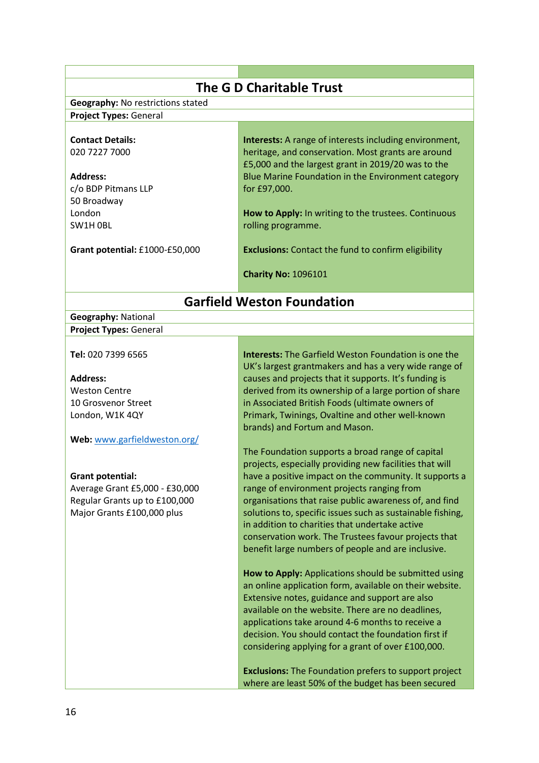## The G D Charitable Trust

**Geography:** No restrictions stated

**Project Types:** General

**Contact Details:**
020 7227 7000

**Address:**
c/o BDP Pitmans LLP
50 Broadway
London
SW1H 0BL

**Grant potential:** £1000-£50,000

**Interests:** A range of interests including environment, heritage, and conservation. Most grants are around £5,000 and the largest grant in 2019/20 was to the Blue Marine Foundation in the Environment category for £97,000.

**How to Apply:** In writing to the trustees. Continuous rolling programme.

**Exclusions:** Contact the fund to confirm eligibility

**Charity No:** 1096101

## Garfield Weston Foundation

**Geography:** National

**Project Types:** General

**Tel:** 020 7399 6565

**Address:**
Weston Centre
10 Grosvenor Street
London, W1K 4QY

**Web:** [www.garfieldweston.org/](www.garfieldweston.org/)

**Grant potential:**
Average Grant £5,000 - £30,000
Regular Grants up to £100,000
Major Grants £100,000 plus

**Interests:** The Garfield Weston Foundation is one the UK's largest grantmakers and has a very wide range of causes and projects that it supports. It's funding is derived from its ownership of a large portion of share in Associated British Foods (ultimate owners of Primark, Twinings, Ovaltine and other well-known brands) and Fortum and Mason.

The Foundation supports a broad range of capital projects, especially providing new facilities that will have a positive impact on the community. It supports a range of environment projects ranging from organisations that raise public awareness of, and find solutions to, specific issues such as sustainable fishing, in addition to charities that undertake active conservation work. The Trustees favour projects that benefit large numbers of people and are inclusive.

**How to Apply:** Applications should be submitted using an online application form, available on their website. Extensive notes, guidance and support are also available on the website. There are no deadlines, applications take around 4-6 months to receive a decision. You should contact the foundation first if considering applying for a grant of over £100,000.

**Exclusions:** The Foundation prefers to support project where are least 50% of the budget has been secured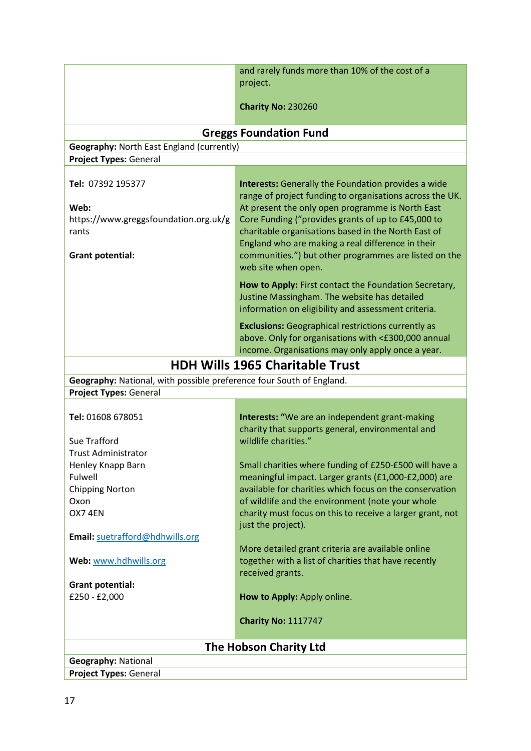and rarely funds more than 10% of the cost of a project.

**Charity No:** 230260

## Greggs Foundation Fund

**Geography:** North East England (currently)

**Project Types:** General

**Tel:** 07392 195377

**Web:** https://www.greggsfoundation.org.uk/grants

**Grant potential:**

**Interests:** Generally the Foundation provides a wide range of project funding to organisations across the UK. At present the only open programme is North East Core Funding ("provides grants of up to £45,000 to charitable organisations based in the North East of England who are making a real difference in their communities.") but other programmes are listed on the web site when open.

**How to Apply:** First contact the Foundation Secretary, Justine Massingham. The website has detailed information on eligibility and assessment criteria.

**Exclusions:** Geographical restrictions currently as above. Only for organisations with <£300,000 annual income. Organisations may only apply once a year.

## HDH Wills 1965 Charitable Trust

**Geography:** National, with possible preference four South of England.

**Project Types:** General

**Tel:** 01608 678051

Sue Trafford
Trust Administrator
Henley Knapp Barn
Fulwell
Chipping Norton
Oxon
OX7 4EN

**Email:** suetrafford@hdhwills.org

**Web:** www.hdhwills.org

**Grant potential:**
£250 - £2,000

**Interests:** "We are an independent grant-making charity that supports general, environmental and wildlife charities."

Small charities where funding of £250-£500 will have a meaningful impact. Larger grants (£1,000-£2,000) are available for charities which focus on the conservation of wildlife and the environment (note your whole charity must focus on this to receive a larger grant, not just the project).

More detailed grant criteria are available online together with a list of charities that have recently received grants.

**How to Apply:** Apply online.

**Charity No:** 1117747

## The Hobson Charity Ltd

**Geography:** National

**Project Types:** General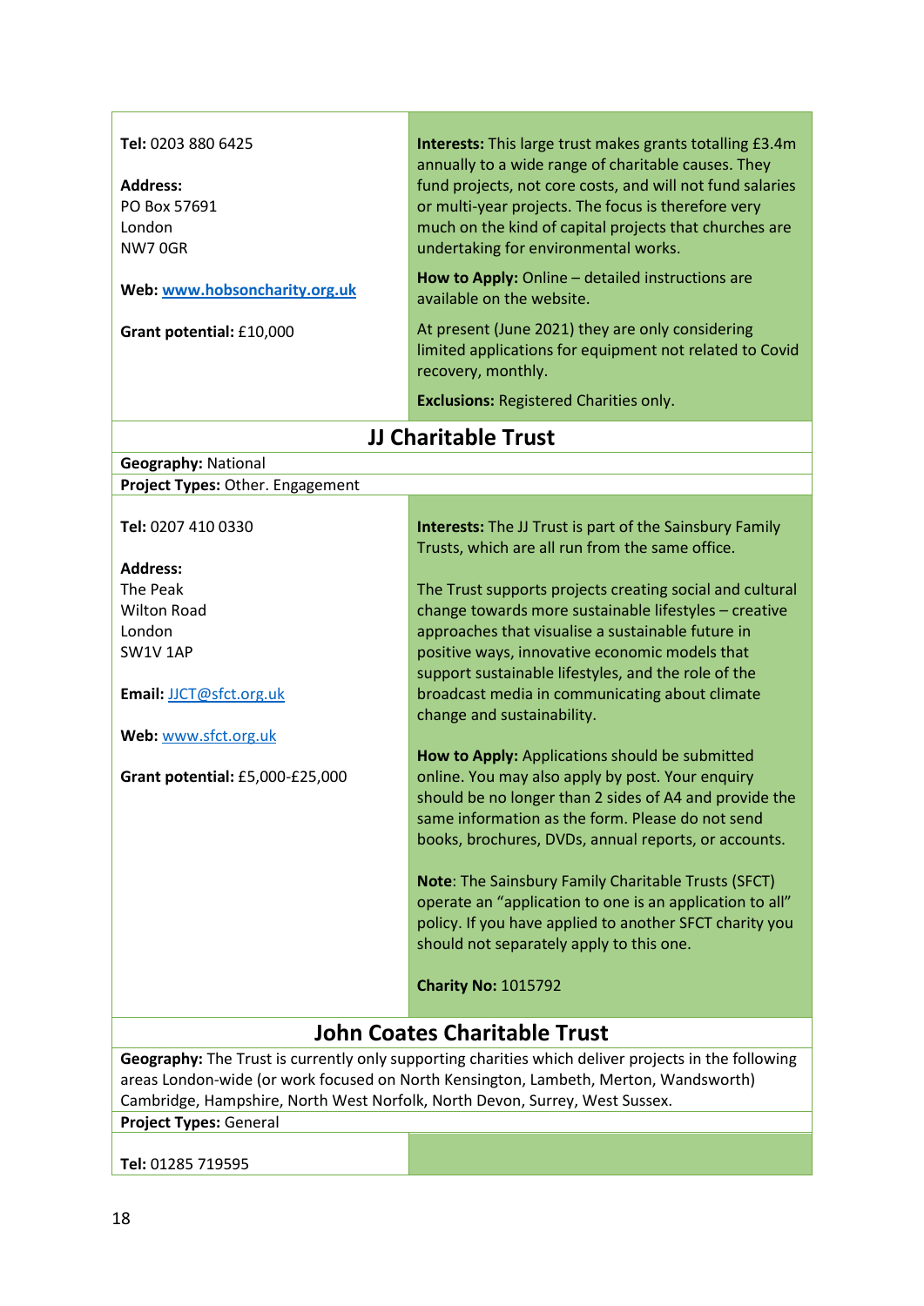**Tel:** 0203 880 6425

**Address:**
PO Box 57691
London
NW7 0GR

**Web:** www.hobsoncharity.org.uk

**Grant potential:** £10,000

**Interests:** This large trust makes grants totalling £3.4m annually to a wide range of charitable causes. They fund projects, not core costs, and will not fund salaries or multi-year projects. The focus is therefore very much on the kind of capital projects that churches are undertaking for environmental works.

**How to Apply:** Online – detailed instructions are available on the website.

At present (June 2021) they are only considering limited applications for equipment not related to Covid recovery, monthly.

**Exclusions:** Registered Charities only.

## JJ Charitable Trust

**Geography:** National

**Project Types:** Other. Engagement

**Tel:** 0207 410 0330

**Address:**
The Peak
Wilton Road
London
SW1V 1AP

**Email:** JJCT@sfct.org.uk

**Web:** www.sfct.org.uk

**Grant potential:** £5,000-£25,000

**Interests:** The JJ Trust is part of the Sainsbury Family Trusts, which are all run from the same office.

The Trust supports projects creating social and cultural change towards more sustainable lifestyles – creative approaches that visualise a sustainable future in positive ways, innovative economic models that support sustainable lifestyles, and the role of the broadcast media in communicating about climate change and sustainability.

**How to Apply:** Applications should be submitted online. You may also apply by post. Your enquiry should be no longer than 2 sides of A4 and provide the same information as the form. Please do not send books, brochures, DVDs, annual reports, or accounts.

**Note**: The Sainsbury Family Charitable Trusts (SFCT) operate an "application to one is an application to all" policy. If you have applied to another SFCT charity you should not separately apply to this one.

**Charity No:** 1015792

## John Coates Charitable Trust

**Geography:** The Trust is currently only supporting charities which deliver projects in the following areas London-wide (or work focused on North Kensington, Lambeth, Merton, Wandsworth) Cambridge, Hampshire, North West Norfolk, North Devon, Surrey, West Sussex.

**Project Types:** General

**Tel:** 01285 719595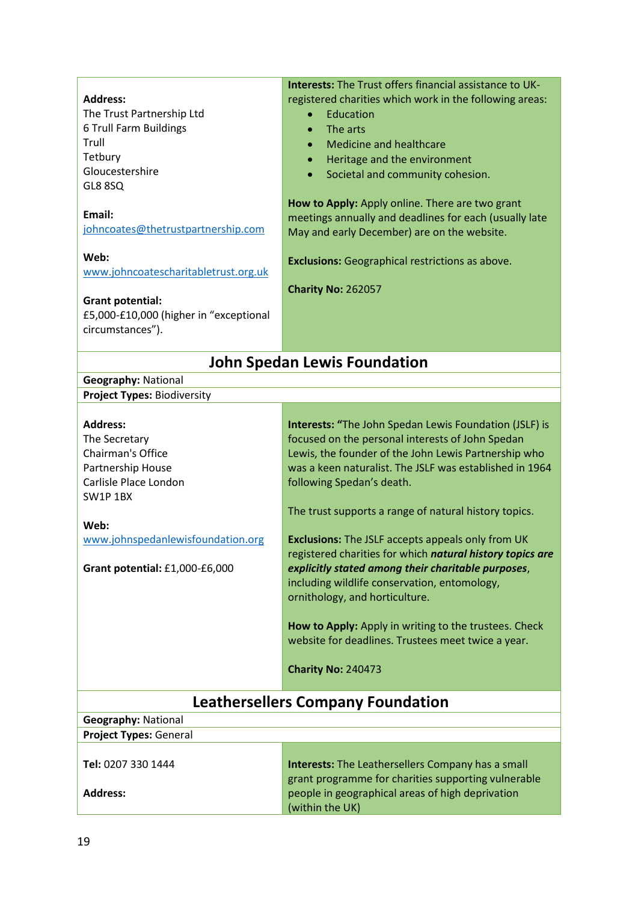**Address:**
The Trust Partnership Ltd
6 Trull Farm Buildings
Trull
Tetbury
Gloucestershire
GL8 8SQ

**Email:**
johncoates@thetrustpartnership.com

**Web:**
www.johncoatescharitabletrust.org.uk

**Grant potential:**
£5,000-£10,000 (higher in "exceptional circumstances").

**Interests:** The Trust offers financial assistance to UK-registered charities which work in the following areas:

- Education
- The arts
- Medicine and healthcare
- Heritage and the environment
- Societal and community cohesion.

**How to Apply:** Apply online. There are two grant meetings annually and deadlines for each (usually late May and early December) are on the website.

**Exclusions:** Geographical restrictions as above.

**Charity No:** 262057

## John Spedan Lewis Foundation

**Geography:** National

**Project Types:** Biodiversity

**Address:**
The Secretary
Chairman's Office
Partnership House
Carlisle Place London
SW1P 1BX

**Web:**
www.johnspedanlewisfoundation.org

**Grant potential:** £1,000-£6,000

**Interests:** "The John Spedan Lewis Foundation (JSLF) is focused on the personal interests of John Spedan Lewis, the founder of the John Lewis Partnership who was a keen naturalist. The JSLF was established in 1964 following Spedan's death.

The trust supports a range of natural history topics.

**Exclusions:** The JSLF accepts appeals only from UK registered charities for which ***natural history topics are explicitly stated among their charitable purposes***, including wildlife conservation, entomology, ornithology, and horticulture.

**How to Apply:** Apply in writing to the trustees. Check website for deadlines. Trustees meet twice a year.

**Charity No:** 240473

## Leathersellers Company Foundation

**Geography:** National

**Project Types:** General

**Tel:** 0207 330 1444

**Address:**

**Interests:** The Leathersellers Company has a small grant programme for charities supporting vulnerable people in geographical areas of high deprivation (within the UK)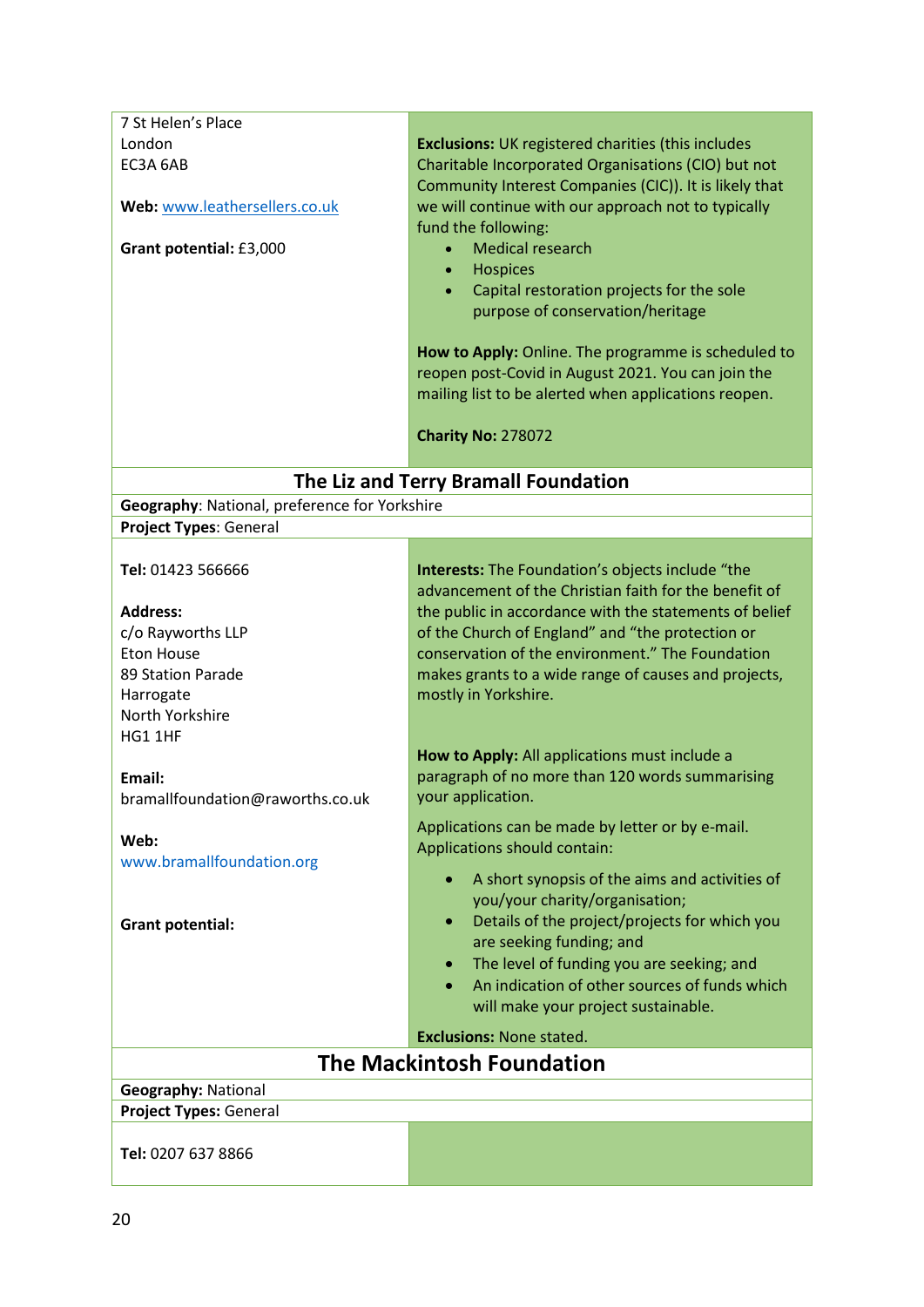7 St Helen's Place
London
EC3A 6AB

**Web:** www.leathersellers.co.uk

**Grant potential:** £3,000

**Exclusions:** UK registered charities (this includes Charitable Incorporated Organisations (CIO) but not Community Interest Companies (CIC)). It is likely that we will continue with our approach not to typically fund the following:

- Medical research
- Hospices
- Capital restoration projects for the sole purpose of conservation/heritage

**How to Apply:** Online. The programme is scheduled to reopen post-Covid in August 2021. You can join the mailing list to be alerted when applications reopen.

**Charity No:** 278072

## The Liz and Terry Bramall Foundation

**Geography**: National, preference for Yorkshire

**Project Types**: General

**Tel:** 01423 566666

**Address:**
c/o Rayworths LLP
Eton House
89 Station Parade
Harrogate
North Yorkshire
HG1 1HF

**Email:**
bramallfoundation@raworths.co.uk

**Web:**
www.bramallfoundation.org

**Grant potential:**

**Interests:** The Foundation's objects include "the advancement of the Christian faith for the benefit of the public in accordance with the statements of belief of the Church of England" and "the protection or conservation of the environment." The Foundation makes grants to a wide range of causes and projects, mostly in Yorkshire.

**How to Apply:** All applications must include a paragraph of no more than 120 words summarising your application.

Applications can be made by letter or by e-mail. Applications should contain:

- A short synopsis of the aims and activities of you/your charity/organisation;
- Details of the project/projects for which you are seeking funding; and
- The level of funding you are seeking; and
- An indication of other sources of funds which will make your project sustainable.

**Exclusions:** None stated.

## The Mackintosh Foundation

**Geography:** National

**Project Types:** General

**Tel:** 0207 637 8866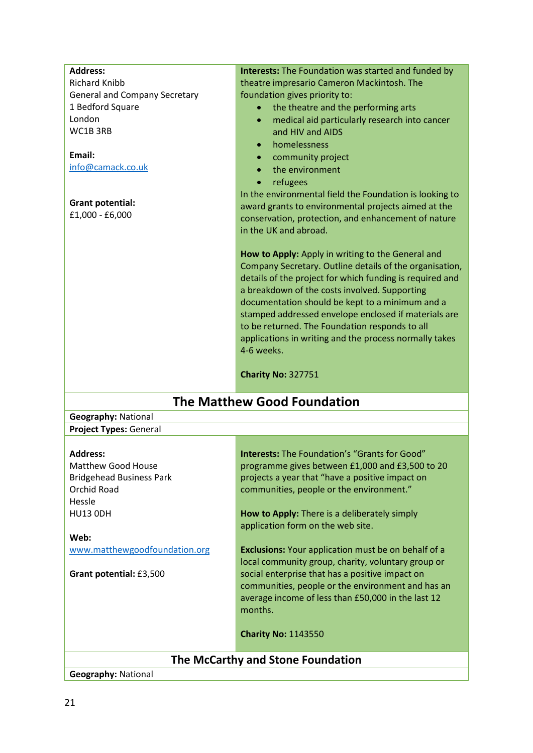**Address:**
Richard Knibb
General and Company Secretary
1 Bedford Square
London
WC1B 3RB

**Email:**
info@camack.co.uk

**Grant potential:**
£1,000 - £6,000

**Interests:** The Foundation was started and funded by theatre impresario Cameron Mackintosh. The foundation gives priority to:

- the theatre and the performing arts
- medical aid particularly research into cancer and HIV and AIDS
- homelessness
- community project
- the environment
- refugees

In the environmental field the Foundation is looking to award grants to environmental projects aimed at the conservation, protection, and enhancement of nature in the UK and abroad.

**How to Apply:** Apply in writing to the General and Company Secretary. Outline details of the organisation, details of the project for which funding is required and a breakdown of the costs involved. Supporting documentation should be kept to a minimum and a stamped addressed envelope enclosed if materials are to be returned. The Foundation responds to all applications in writing and the process normally takes 4-6 weeks.

**Charity No:** 327751

## The Matthew Good Foundation

**Geography:** National

**Project Types:** General

**Address:**
Matthew Good House
Bridgehead Business Park
Orchid Road
Hessle
HU13 0DH

**Web:**
www.matthewgoodfoundation.org

**Grant potential:** £3,500

**Interests:** The Foundation's "Grants for Good" programme gives between £1,000 and £3,500 to 20 projects a year that "have a positive impact on communities, people or the environment."

**How to Apply:** There is a deliberately simply application form on the web site.

**Exclusions:** Your application must be on behalf of a local community group, charity, voluntary group or social enterprise that has a positive impact on communities, people or the environment and has an average income of less than £50,000 in the last 12 months.

**Charity No:** 1143550

## The McCarthy and Stone Foundation

**Geography:** National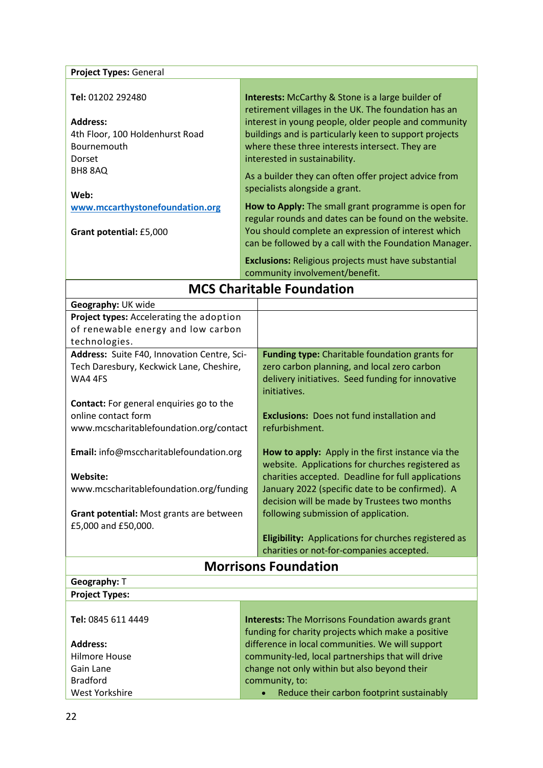**Project Types:** General

| | |
|---|---|
| **Tel:** 01202 292480<br><br>**Address:**<br>4th Floor, 100 Holdenhurst Road<br>Bournemouth<br>Dorset<br>BH8 8AQ<br><br>**Web:**<br>www.mccarthystonefoundation.org<br><br>**Grant potential:** £5,000 | **Interests:** McCarthy & Stone is a large builder of retirement villages in the UK. The foundation has an interest in young people, older people and community buildings and is particularly keen to support projects where these three interests intersect. They are interested in sustainability.<br><br>As a builder they can often offer project advice from specialists alongside a grant.<br><br>**How to Apply:** The small grant programme is open for regular rounds and dates can be found on the website. You should complete an expression of interest which can be followed by a call with the Foundation Manager.<br><br>**Exclusions:** Religious projects must have substantial community involvement/benefit. |

## MCS Charitable Foundation

**Geography:** UK wide

**Project types:** Accelerating the adoption of renewable energy and low carbon technologies.

| | |
|---|---|
| **Address:** Suite F40, Innovation Centre, Sci-Tech Daresbury, Keckwick Lane, Cheshire, WA4 4FS<br><br>**Contact:** For general enquiries go to the online contact form www.mcscharitablefoundation.org/contact<br><br>**Email:** info@msccharitablefoundation.org<br><br>**Website:** www.mcscharitablefoundation.org/funding<br><br>**Grant potential:** Most grants are between £5,000 and £50,000. | **Funding type:** Charitable foundation grants for zero carbon planning, and local zero carbon delivery initiatives. Seed funding for innovative initiatives.<br><br>**Exclusions:** Does not fund installation and refurbishment.<br><br>**How to apply:** Apply in the first instance via the website. Applications for churches registered as charities accepted. Deadline for full applications January 2022 (specific date to be confirmed). A decision will be made by Trustees two months following submission of application.<br><br>**Eligibility:** Applications for churches registered as charities or not-for-companies accepted. |

## Morrisons Foundation

**Geography:** T

**Project Types:**

| | |
|---|---|
| **Tel:** 0845 611 4449<br><br>**Address:**<br>Hilmore House<br>Gain Lane<br>Bradford<br>West Yorkshire | **Interests:** The Morrisons Foundation awards grant funding for charity projects which make a positive difference in local communities. We will support community-led, local partnerships that will drive change not only within but also beyond their community, to:<br>• Reduce their carbon footprint sustainably |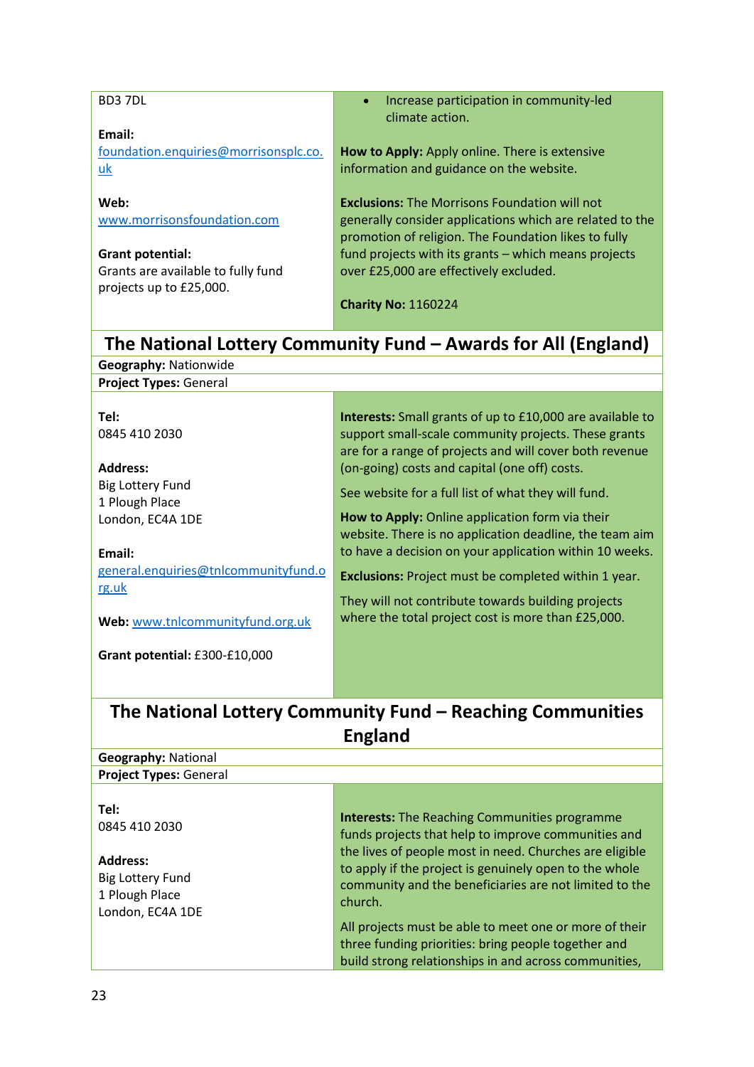| | |
|---|---|
| BD3 7DL<br><br>**Email:**<br>foundation.enquiries@morrisonsplc.co.uk<br><br>**Web:**<br>www.morrisonsfoundation.com<br><br>**Grant potential:**<br>Grants are available to fully fund projects up to £25,000. | • Increase participation in community-led climate action.<br><br>**How to Apply:** Apply online. There is extensive information and guidance on the website.<br><br>**Exclusions:** The Morrisons Foundation will not generally consider applications which are related to the promotion of religion. The Foundation likes to fully fund projects with its grants – which means projects over £25,000 are effectively excluded.<br><br>**Charity No:** 1160224 |

## The National Lottery Community Fund – Awards for All (England)

**Geography:** Nationwide

**Project Types:** General

| | |
|---|---|
| **Tel:**<br>0845 410 2030<br><br>**Address:**<br>Big Lottery Fund<br>1 Plough Place<br>London, EC4A 1DE<br><br>**Email:**<br>general.enquiries@tnlcommunityfund.org.uk<br><br>**Web:** www.tnlcommunityfund.org.uk<br><br>**Grant potential:** £300-£10,000 | **Interests:** Small grants of up to £10,000 are available to support small-scale community projects. These grants are for a range of projects and will cover both revenue (on-going) costs and capital (one off) costs.<br><br>See website for a full list of what they will fund.<br><br>**How to Apply:** Online application form via their website. There is no application deadline, the team aim to have a decision on your application within 10 weeks.<br><br>**Exclusions:** Project must be completed within 1 year.<br><br>They will not contribute towards building projects where the total project cost is more than £25,000. |

## The National Lottery Community Fund – Reaching Communities England

**Geography:** National

**Project Types:** General

| | |
|---|---|
| **Tel:**<br>0845 410 2030<br><br>**Address:**<br>Big Lottery Fund<br>1 Plough Place<br>London, EC4A 1DE | **Interests:** The Reaching Communities programme funds projects that help to improve communities and the lives of people most in need. Churches are eligible to apply if the project is genuinely open to the whole community and the beneficiaries are not limited to the church.<br><br>All projects must be able to meet one or more of their three funding priorities: bring people together and build strong relationships in and across communities, |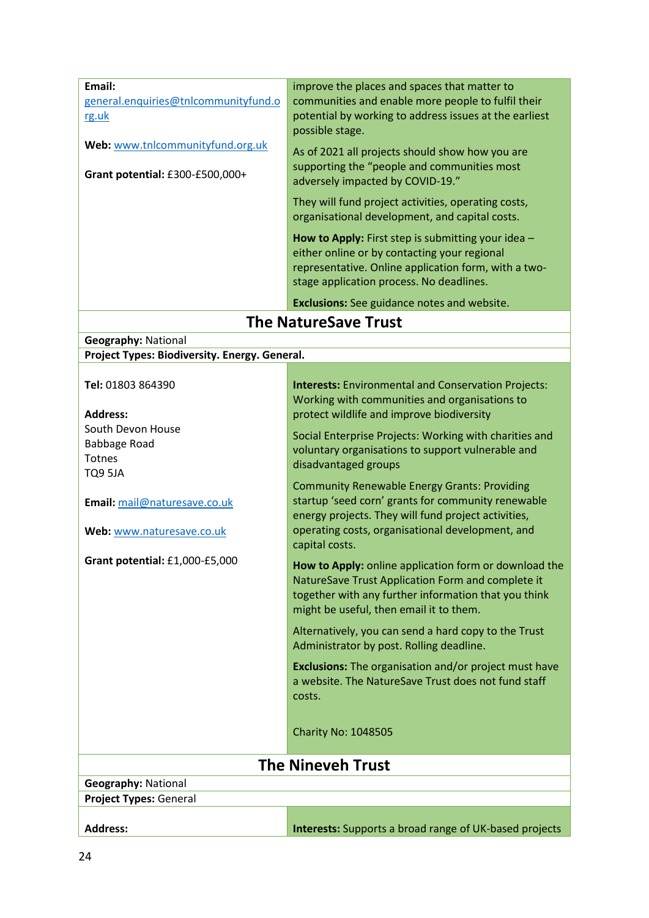**Email:** general.enquiries@tnlcommunityfund.org.uk

**Web:** www.tnlcommunityfund.org.uk

**Grant potential:** £300-£500,000+

improve the places and spaces that matter to communities and enable more people to fulfil their potential by working to address issues at the earliest possible stage.

As of 2021 all projects should show how you are supporting the "people and communities most adversely impacted by COVID-19."

They will fund project activities, operating costs, organisational development, and capital costs.

**How to Apply:** First step is submitting your idea – either online or by contacting your regional representative. Online application form, with a two-stage application process. No deadlines.

**Exclusions:** See guidance notes and website.

## The NatureSave Trust

**Geography:** National

**Project Types: Biodiversity. Energy. General.**

**Tel:** 01803 864390

**Address:**
South Devon House
Babbage Road
Totnes
TQ9 5JA

**Email:** mail@naturesave.co.uk

**Web:** www.naturesave.co.uk

**Grant potential:** £1,000-£5,000

**Interests:** Environmental and Conservation Projects: Working with communities and organisations to protect wildlife and improve biodiversity

Social Enterprise Projects: Working with charities and voluntary organisations to support vulnerable and disadvantaged groups

Community Renewable Energy Grants: Providing startup 'seed corn' grants for community renewable energy projects. They will fund project activities, operating costs, organisational development, and capital costs.

**How to Apply:** online application form or download the NatureSave Trust Application Form and complete it together with any further information that you think might be useful, then email it to them.

Alternatively, you can send a hard copy to the Trust Administrator by post. Rolling deadline.

**Exclusions:** The organisation and/or project must have a website. The NatureSave Trust does not fund staff costs.

Charity No: 1048505

## The Nineveh Trust

**Geography:** National

**Project Types:** General

**Address:**

**Interests:** Supports a broad range of UK-based projects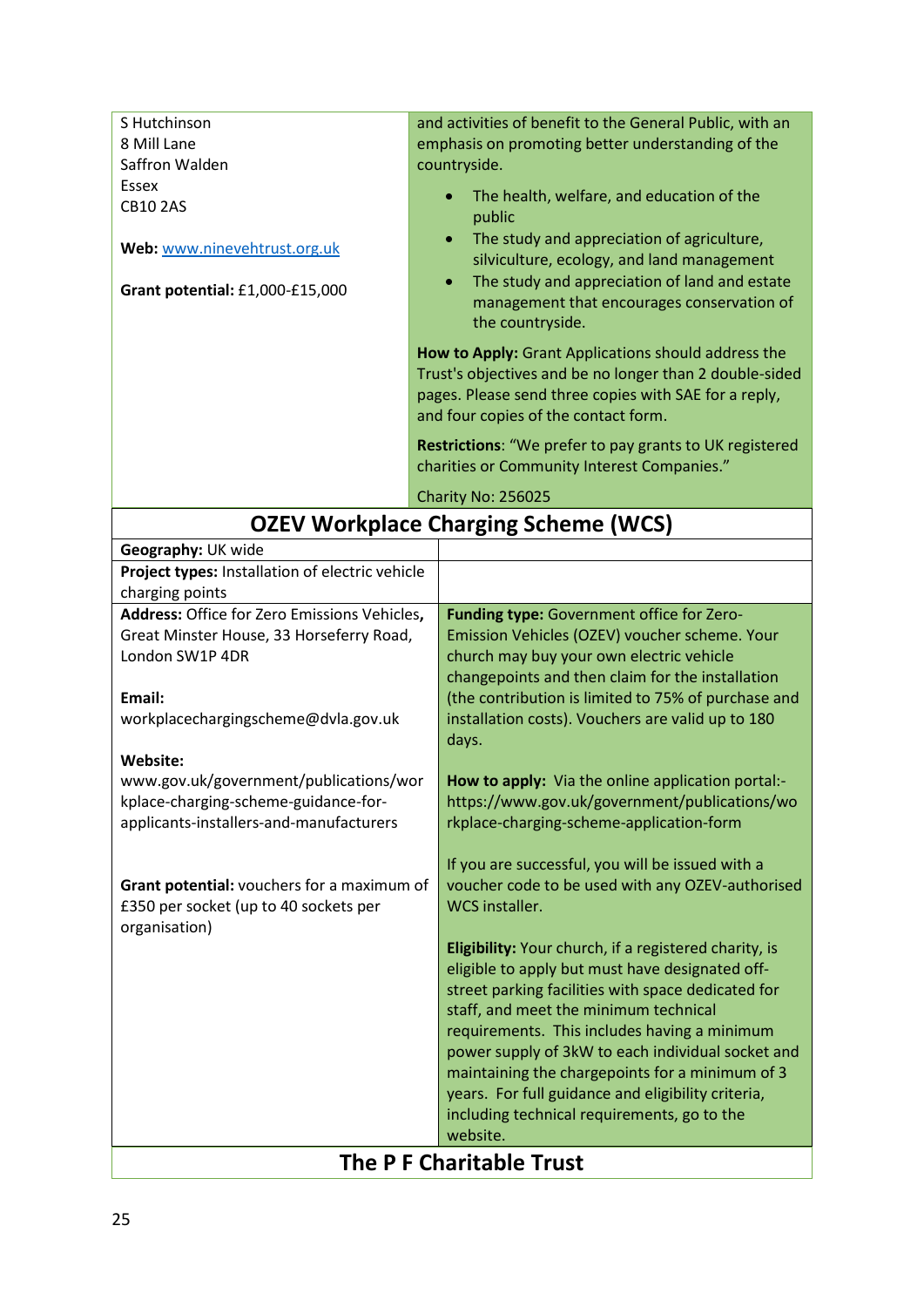| | |
|---|---|
| S Hutchinson<br>8 Mill Lane<br>Saffron Walden<br>Essex<br>CB10 2AS<br><br>**Web:** [www.ninevehtrust.org.uk](http://www.ninevehtrust.org.uk)<br><br>**Grant potential:** £1,000-£15,000 | and activities of benefit to the General Public, with an emphasis on promoting better understanding of the countryside.<br><br>• The health, welfare, and education of the public<br>• The study and appreciation of agriculture, silviculture, ecology, and land management<br>• The study and appreciation of land and estate management that encourages conservation of the countryside.<br><br>**How to Apply:** Grant Applications should address the Trust's objectives and be no longer than 2 double-sided pages. Please send three copies with SAE for a reply, and four copies of the contact form.<br><br>**Restrictions**: "We prefer to pay grants to UK registered charities or Community Interest Companies."<br><br>Charity No: 256025 |

## OZEV Workplace Charging Scheme (WCS)

| | |
|---|---|
| **Geography:** UK wide | |
| **Project types:** Installation of electric vehicle charging points | |
| **Address:** Office for Zero Emissions Vehicles, Great Minster House, 33 Horseferry Road, London SW1P 4DR<br><br>**Email:**<br>workplacechargingscheme@dvla.gov.uk<br><br>**Website:**<br>www.gov.uk/government/publications/workplace-charging-scheme-guidance-for-applicants-installers-and-manufacturers<br><br>**Grant potential:** vouchers for a maximum of £350 per socket (up to 40 sockets per organisation) | **Funding type:** Government office for Zero-Emission Vehicles (OZEV) voucher scheme. Your church may buy your own electric vehicle changepoints and then claim for the installation (the contribution is limited to 75% of purchase and installation costs). Vouchers are valid up to 180 days.<br><br>**How to apply:** Via the online application portal:- https://www.gov.uk/government/publications/workplace-charging-scheme-application-form<br><br>If you are successful, you will be issued with a voucher code to be used with any OZEV-authorised WCS installer.<br><br>**Eligibility:** Your church, if a registered charity, is eligible to apply but must have designated off-street parking facilities with space dedicated for staff, and meet the minimum technical requirements. This includes having a minimum power supply of 3kW to each individual socket and maintaining the chargepoints for a minimum of 3 years. For full guidance and eligibility criteria, including technical requirements, go to the website. |

## The P F Charitable Trust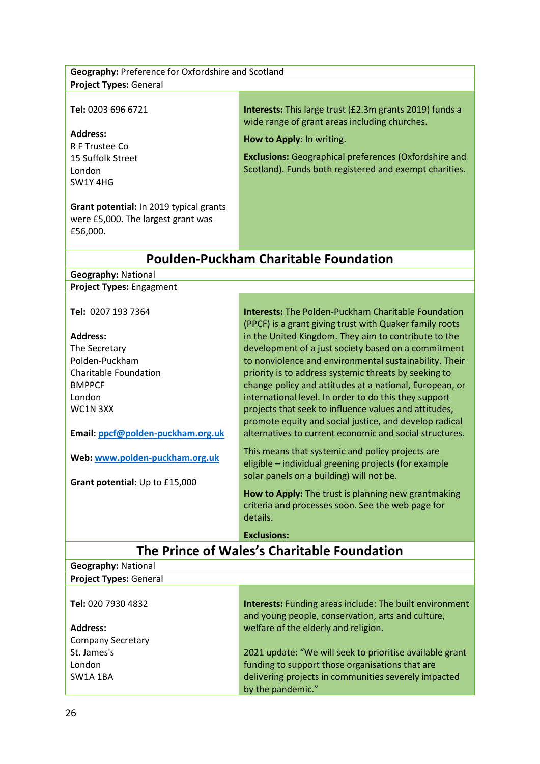**Geography:** Preference for Oxfordshire and Scotland

**Project Types:** General

**Tel:** 0203 696 6721

**Address:**
R F Trustee Co
15 Suffolk Street
London
SW1Y 4HG

**Grant potential:** In 2019 typical grants were £5,000. The largest grant was £56,000.

**Interests:** This large trust (£2.3m grants 2019) funds a wide range of grant areas including churches.

**How to Apply:** In writing.

**Exclusions:** Geographical preferences (Oxfordshire and Scotland). Funds both registered and exempt charities.

## Polden-Puckham Charitable Foundation

**Geography:** National

**Project Types:** Engagment

**Tel:** 0207 193 7364

**Address:**
The Secretary
Polden-Puckham
Charitable Foundation
BMPPCF
London
WC1N 3XX

**Email:** ppcf@polden-puckham.org.uk

**Web:** www.polden-puckham.org.uk

**Grant potential:** Up to £15,000

**Interests:** The Polden-Puckham Charitable Foundation (PPCF) is a grant giving trust with Quaker family roots in the United Kingdom. They aim to contribute to the development of a just society based on a commitment to nonviolence and environmental sustainability. Their priority is to address systemic threats by seeking to change policy and attitudes at a national, European, or international level. In order to do this they support projects that seek to influence values and attitudes, promote equity and social justice, and develop radical alternatives to current economic and social structures.

This means that systemic and policy projects are eligible – individual greening projects (for example solar panels on a building) will not be.

**How to Apply:** The trust is planning new grantmaking criteria and processes soon. See the web page for details.

**Exclusions:**

## The Prince of Wales's Charitable Foundation

**Geography:** National

**Project Types:** General

**Tel:** 020 7930 4832

**Address:**
Company Secretary
St. James's
London
SW1A 1BA

**Interests:** Funding areas include: The built environment and young people, conservation, arts and culture, welfare of the elderly and religion.

2021 update: "We will seek to prioritise available grant funding to support those organisations that are delivering projects in communities severely impacted by the pandemic."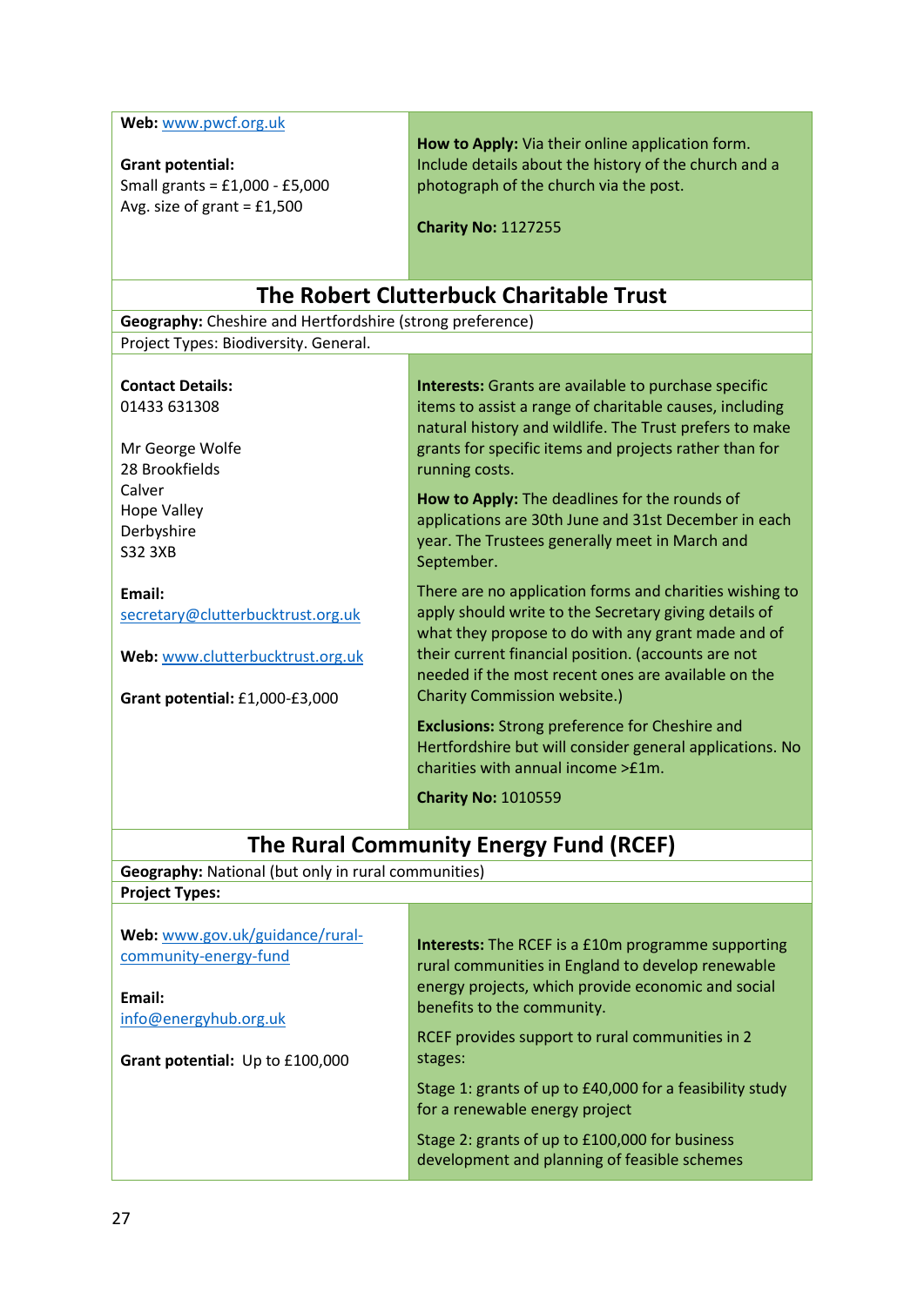**Web:** www.pwcf.org.uk

**Grant potential:**
Small grants = £1,000 - £5,000
Avg. size of grant = £1,500

**How to Apply:** Via their online application form. Include details about the history of the church and a photograph of the church via the post.

**Charity No:** 1127255

## The Robert Clutterbuck Charitable Trust

**Geography:** Cheshire and Hertfordshire (strong preference)

Project Types: Biodiversity. General.

**Contact Details:**
01433 631308

Mr George Wolfe
28 Brookfields
Calver
Hope Valley
Derbyshire
S32 3XB

**Email:**
secretary@clutterbucktrust.org.uk

**Web:** www.clutterbucktrust.org.uk

**Grant potential:** £1,000-£3,000

**Interests:** Grants are available to purchase specific items to assist a range of charitable causes, including natural history and wildlife. The Trust prefers to make grants for specific items and projects rather than for running costs.

**How to Apply:** The deadlines for the rounds of applications are 30th June and 31st December in each year. The Trustees generally meet in March and September.

There are no application forms and charities wishing to apply should write to the Secretary giving details of what they propose to do with any grant made and of their current financial position. (accounts are not needed if the most recent ones are available on the Charity Commission website.)

**Exclusions:** Strong preference for Cheshire and Hertfordshire but will consider general applications. No charities with annual income >£1m.

**Charity No:** 1010559

## The Rural Community Energy Fund (RCEF)

**Geography:** National (but only in rural communities)

**Project Types:**

**Web:** www.gov.uk/guidance/rural-community-energy-fund

**Email:**
info@energyhub.org.uk

**Grant potential:** Up to £100,000

**Interests:** The RCEF is a £10m programme supporting rural communities in England to develop renewable energy projects, which provide economic and social benefits to the community.

RCEF provides support to rural communities in 2 stages:

Stage 1: grants of up to £40,000 for a feasibility study for a renewable energy project

Stage 2: grants of up to £100,000 for business development and planning of feasible schemes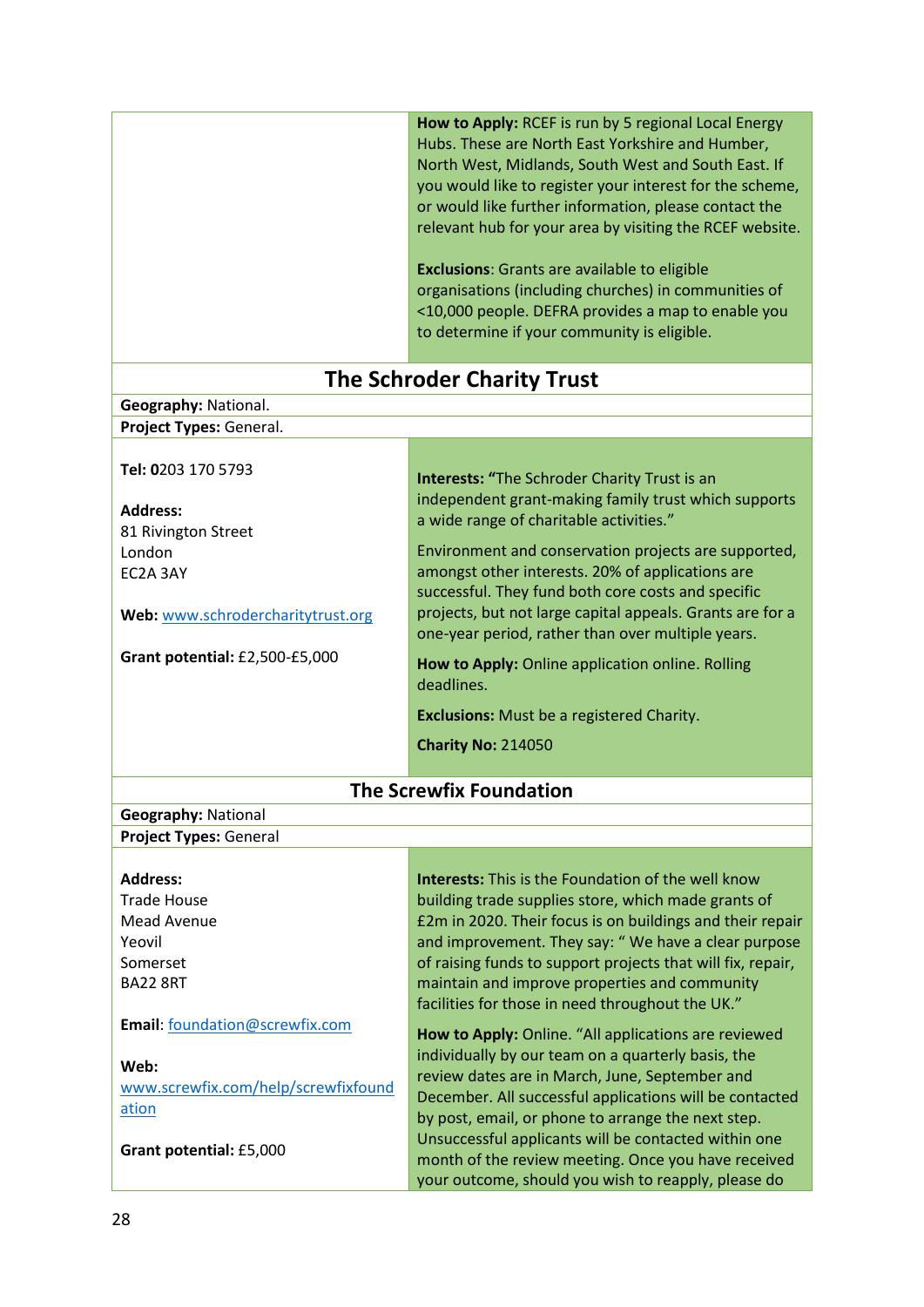**How to Apply:** RCEF is run by 5 regional Local Energy Hubs. These are North East Yorkshire and Humber, North West, Midlands, South West and South East. If you would like to register your interest for the scheme, or would like further information, please contact the relevant hub for your area by visiting the RCEF website.

**Exclusions**: Grants are available to eligible organisations (including churches) in communities of <10,000 people. DEFRA provides a map to enable you to determine if your community is eligible.

## The Schroder Charity Trust

**Geography:** National.

**Project Types:** General.

**Tel: 0**203 170 5793

**Address:**
81 Rivington Street
London
EC2A 3AY

**Web:** www.schrodercharitytrust.org

**Grant potential:** £2,500-£5,000

**Interests: "**The Schroder Charity Trust is an independent grant-making family trust which supports a wide range of charitable activities."

Environment and conservation projects are supported, amongst other interests. 20% of applications are successful. They fund both core costs and specific projects, but not large capital appeals. Grants are for a one-year period, rather than over multiple years.

**How to Apply:** Online application online. Rolling deadlines.

**Exclusions:** Must be a registered Charity.

**Charity No:** 214050

## The Screwfix Foundation

**Geography:** National

**Project Types:** General

**Address:**
Trade House
Mead Avenue
Yeovil
Somerset
BA22 8RT

**Email**: foundation@screwfix.com

**Web:** www.screwfix.com/help/screwfixfoundation

**Grant potential:** £5,000

**Interests:** This is the Foundation of the well know building trade supplies store, which made grants of £2m in 2020. Their focus is on buildings and their repair and improvement. They say: " We have a clear purpose of raising funds to support projects that will fix, repair, maintain and improve properties and community facilities for those in need throughout the UK."

**How to Apply:** Online. "All applications are reviewed individually by our team on a quarterly basis, the review dates are in March, June, September and December. All successful applications will be contacted by post, email, or phone to arrange the next step. Unsuccessful applicants will be contacted within one month of the review meeting. Once you have received your outcome, should you wish to reapply, please do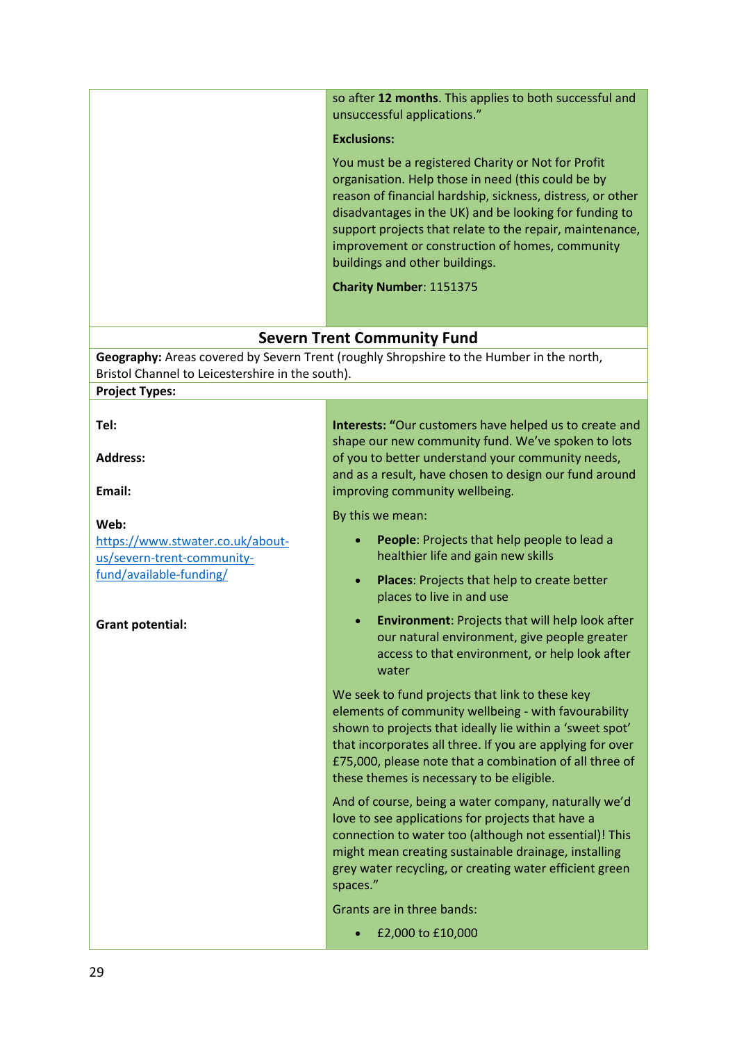| | |
|---|---|
| | so after **12 months**. This applies to both successful and unsuccessful applications."<br><br>**Exclusions:**<br><br>You must be a registered Charity or Not for Profit organisation. Help those in need (this could be by reason of financial hardship, sickness, distress, or other disadvantages in the UK) and be looking for funding to support projects that relate to the repair, maintenance, improvement or construction of homes, community buildings and other buildings.<br><br>**Charity Number**: 1151375 |

## Severn Trent Community Fund

**Geography:** Areas covered by Severn Trent (roughly Shropshire to the Humber in the north, Bristol Channel to Leicestershire in the south).

**Project Types:**

| | |
|---|---|
| **Tel:**<br><br>**Address:**<br><br>**Email:**<br><br>**Web:**<br>https://www.stwater.co.uk/about-us/severn-trent-community-fund/available-funding/<br><br>**Grant potential:** | **Interests: "**Our customers have helped us to create and shape our new community fund. We've spoken to lots of you to better understand your community needs, and as a result, have chosen to design our fund around improving community wellbeing.<br><br>By this we mean:<br><br>• **People**: Projects that help people to lead a healthier life and gain new skills<br>• **Places**: Projects that help to create better places to live in and use<br>• **Environment**: Projects that will help look after our natural environment, give people greater access to that environment, or help look after water<br><br>We seek to fund projects that link to these key elements of community wellbeing - with favourability shown to projects that ideally lie within a 'sweet spot' that incorporates all three. If you are applying for over £75,000, please note that a combination of all three of these themes is necessary to be eligible.<br><br>And of course, being a water company, naturally we'd love to see applications for projects that have a connection to water too (although not essential)! This might mean creating sustainable drainage, installing grey water recycling, or creating water efficient green spaces."<br><br>Grants are in three bands:<br><br>• £2,000 to £10,000 |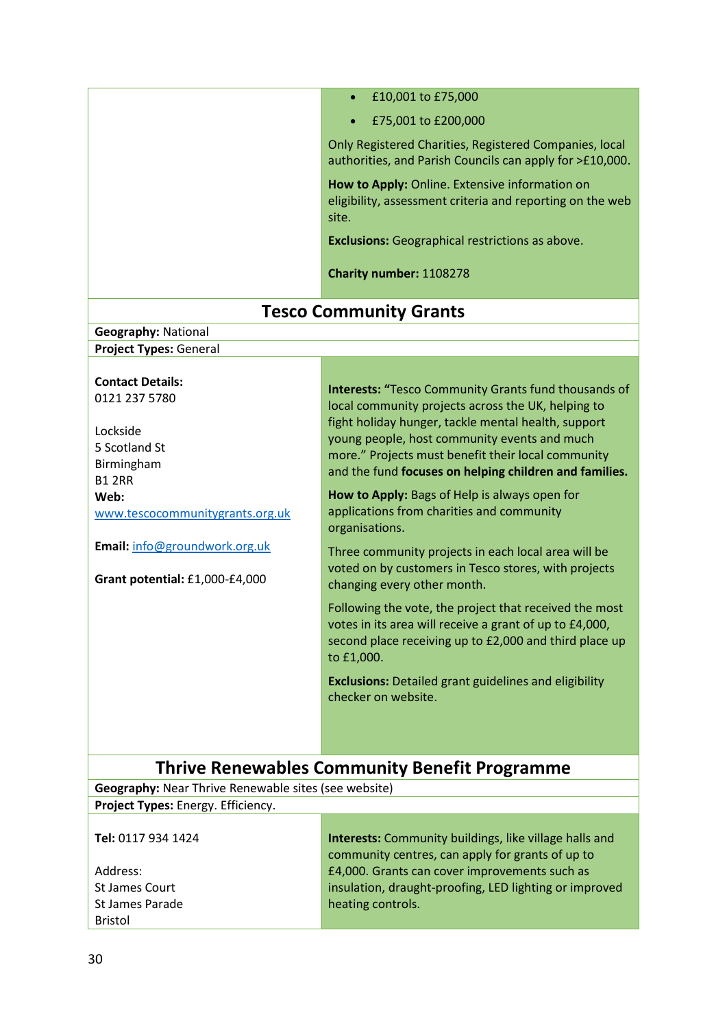- £10,001 to £75,000
- £75,001 to £200,000

Only Registered Charities, Registered Companies, local authorities, and Parish Councils can apply for >£10,000.

**How to Apply:** Online. Extensive information on eligibility, assessment criteria and reporting on the web site.

**Exclusions:** Geographical restrictions as above.

**Charity number:** 1108278

## Tesco Community Grants

**Geography:** National

**Project Types:** General

**Contact Details:**
0121 237 5780

Lockside
5 Scotland St
Birmingham
B1 2RR

**Web:** www.tescocommunitygrants.org.uk

**Email:** info@groundwork.org.uk

**Grant potential:** £1,000-£4,000

**Interests:** "Tesco Community Grants fund thousands of local community projects across the UK, helping to fight holiday hunger, tackle mental health, support young people, host community events and much more." Projects must benefit their local community and the fund **focuses on helping children and families.**

**How to Apply:** Bags of Help is always open for applications from charities and community organisations.

Three community projects in each local area will be voted on by customers in Tesco stores, with projects changing every other month.

Following the vote, the project that received the most votes in its area will receive a grant of up to £4,000, second place receiving up to £2,000 and third place up to £1,000.

**Exclusions:** Detailed grant guidelines and eligibility checker on website.

## Thrive Renewables Community Benefit Programme

**Geography:** Near Thrive Renewable sites (see website)

**Project Types:** Energy. Efficiency.

**Tel:** 0117 934 1424

Address:
St James Court
St James Parade
Bristol

**Interests:** Community buildings, like village halls and community centres, can apply for grants of up to £4,000. Grants can cover improvements such as insulation, draught-proofing, LED lighting or improved heating controls.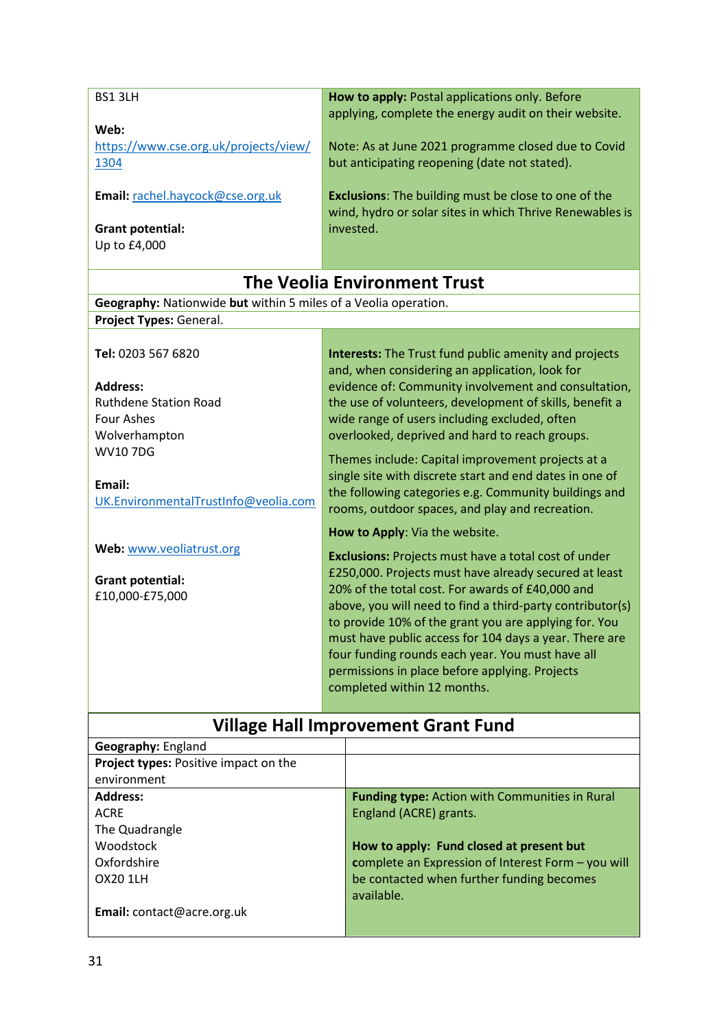| | |
|---|---|
| BS1 3LH<br><br>**Web:** https://www.cse.org.uk/projects/view/1304<br><br>**Email:** rachel.haycock@cse.org.uk<br><br>**Grant potential:**<br>Up to £4,000 | **How to apply:** Postal applications only. Before applying, complete the energy audit on their website.<br><br>Note: As at June 2021 programme closed due to Covid but anticipating reopening (date not stated).<br><br>**Exclusions**: The building must be close to one of the wind, hydro or solar sites in which Thrive Renewables is invested. |

## The Veolia Environment Trust

| | |
|---|---|
| **Geography:** Nationwide **but** within 5 miles of a Veolia operation. | |
| **Project Types:** General. | |
| **Tel:** 0203 567 6820<br><br>**Address:**<br>Ruthdene Station Road<br>Four Ashes<br>Wolverhampton<br>WV10 7DG<br><br>**Email:**<br>UK.EnvironmentalTrustInfo@veolia.com<br><br>**Web:** www.veoliatrust.org<br><br>**Grant potential:**<br>£10,000-£75,000 | **Interests:** The Trust fund public amenity and projects and, when considering an application, look for evidence of: Community involvement and consultation, the use of volunteers, development of skills, benefit a wide range of users including excluded, often overlooked, deprived and hard to reach groups.<br><br>Themes include: Capital improvement projects at a single site with discrete start and end dates in one of the following categories e.g. Community buildings and rooms, outdoor spaces, and play and recreation.<br><br>**How to Apply**: Via the website.<br><br>**Exclusions:** Projects must have a total cost of under £250,000. Projects must have already secured at least 20% of the total cost. For awards of £40,000 and above, you will need to find a third-party contributor(s) to provide 10% of the grant you are applying for. You must have public access for 104 days a year. There are four funding rounds each year. You must have all permissions in place before applying. Projects completed within 12 months. |

## Village Hall Improvement Grant Fund

| | |
|---|---|
| **Geography:** England | |
| **Project types:** Positive impact on the environment | |
| **Address:**<br>ACRE<br>The Quadrangle<br>Woodstock<br>Oxfordshire<br>OX20 1LH<br><br>**Email:** contact@acre.org.uk | **Funding type:** Action with Communities in Rural England (ACRE) grants.<br><br>**How to apply: Fund closed at present but** complete an Expression of Interest Form – you will be contacted when further funding becomes available. |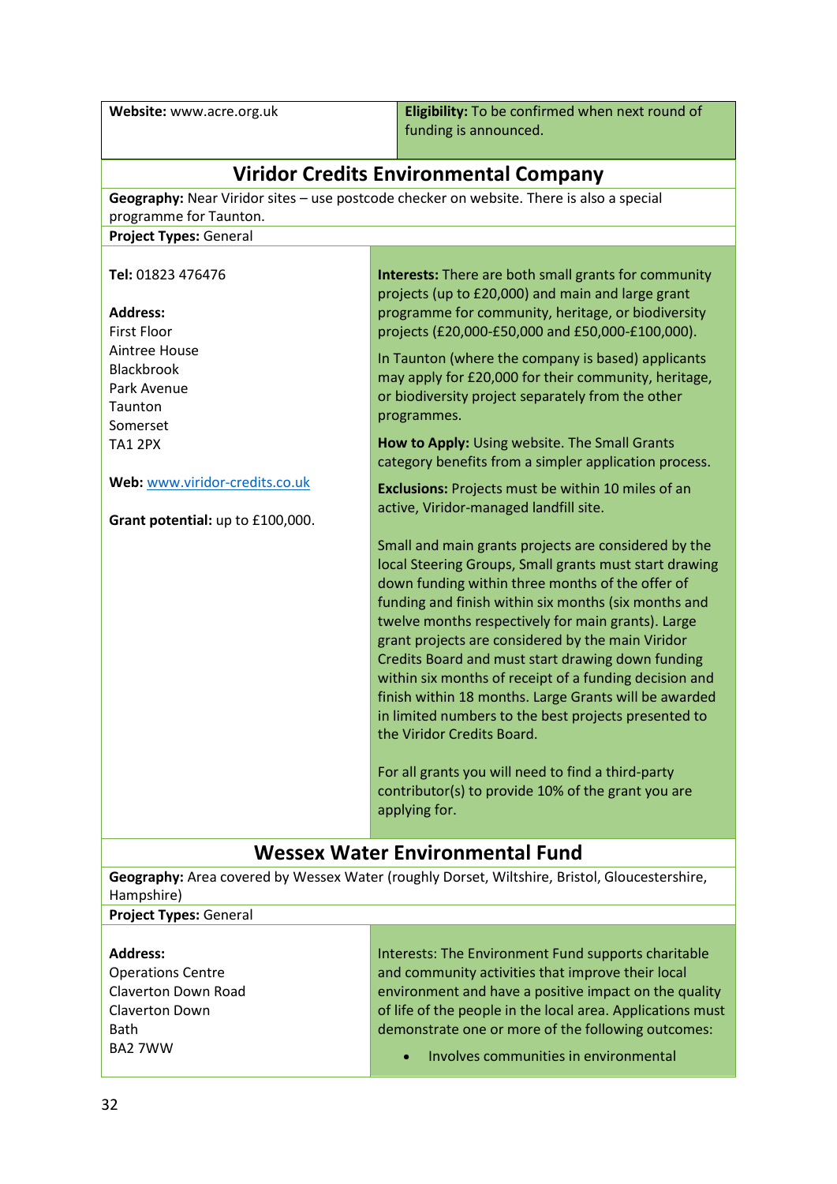| **Website:** www.acre.org.uk | **Eligibility:** To be confirmed when next round of funding is announced. |
|---|---|

## Viridor Credits Environmental Company

**Geography:** Near Viridor sites – use postcode checker on website. There is also a special programme for Taunton.

**Project Types:** General

**Tel:** 01823 476476

**Address:**
First Floor
Aintree House
Blackbrook
Park Avenue
Taunton
Somerset
TA1 2PX

**Web:** www.viridor-credits.co.uk

**Grant potential:** up to £100,000.

**Interests:** There are both small grants for community projects (up to £20,000) and main and large grant programme for community, heritage, or biodiversity projects (£20,000-£50,000 and £50,000-£100,000).

In Taunton (where the company is based) applicants may apply for £20,000 for their community, heritage, or biodiversity project separately from the other programmes.

**How to Apply:** Using website. The Small Grants category benefits from a simpler application process.

**Exclusions:** Projects must be within 10 miles of an active, Viridor-managed landfill site.

Small and main grants projects are considered by the local Steering Groups, Small grants must start drawing down funding within three months of the offer of funding and finish within six months (six months and twelve months respectively for main grants). Large grant projects are considered by the main Viridor Credits Board and must start drawing down funding within six months of receipt of a funding decision and finish within 18 months. Large Grants will be awarded in limited numbers to the best projects presented to the Viridor Credits Board.

For all grants you will need to find a third-party contributor(s) to provide 10% of the grant you are applying for.

## Wessex Water Environmental Fund

**Geography:** Area covered by Wessex Water (roughly Dorset, Wiltshire, Bristol, Gloucestershire, Hampshire)

**Project Types:** General

**Address:**
Operations Centre
Claverton Down Road
Claverton Down
Bath
BA2 7WW

Interests: The Environment Fund supports charitable and community activities that improve their local environment and have a positive impact on the quality of life of the people in the local area. Applications must demonstrate one or more of the following outcomes:

- Involves communities in environmental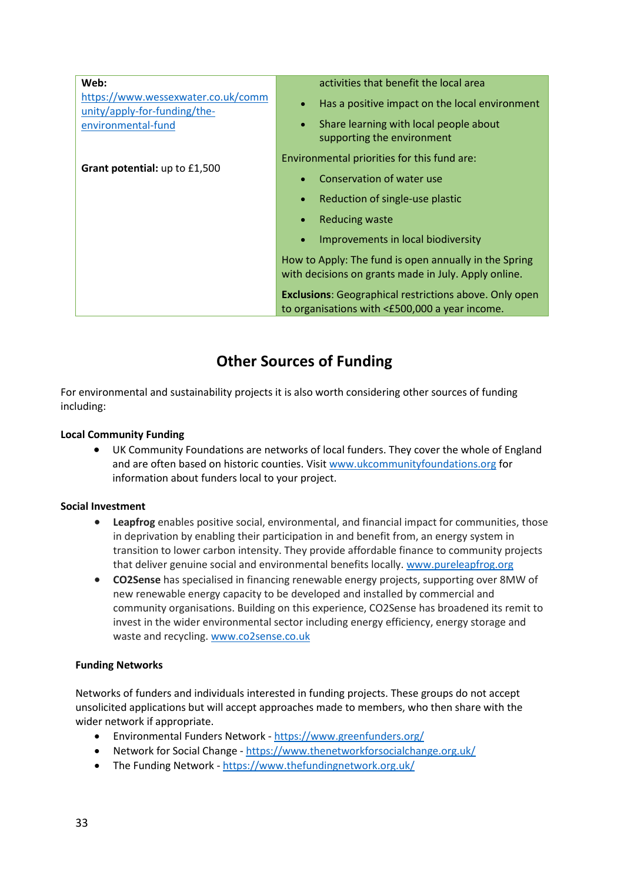| | |
|---|---|
| **Web:** https://www.wessexwater.co.uk/community/apply-for-funding/the-environmental-fund<br><br>**Grant potential:** up to £1,500 | activities that benefit the local area<br>• Has a positive impact on the local environment<br>• Share learning with local people about supporting the environment<br><br>Environmental priorities for this fund are:<br>• Conservation of water use<br>• Reduction of single-use plastic<br>• Reducing waste<br>• Improvements in local biodiversity<br><br>How to Apply: The fund is open annually in the Spring with decisions on grants made in July. Apply online.<br><br>**Exclusions**: Geographical restrictions above. Only open to organisations with <£500,000 a year income. |

## Other Sources of Funding

For environmental and sustainability projects it is also worth considering other sources of funding including:

**Local Community Funding**

- UK Community Foundations are networks of local funders. They cover the whole of England and are often based on historic counties. Visit www.ukcommunityfoundations.org for information about funders local to your project.

**Social Investment**

- **Leapfrog** enables positive social, environmental, and financial impact for communities, those in deprivation by enabling their participation in and benefit from, an energy system in transition to lower carbon intensity. They provide affordable finance to community projects that deliver genuine social and environmental benefits locally. www.pureleapfrog.org
- **CO2Sense** has specialised in financing renewable energy projects, supporting over 8MW of new renewable energy capacity to be developed and installed by commercial and community organisations. Building on this experience, CO2Sense has broadened its remit to invest in the wider environmental sector including energy efficiency, energy storage and waste and recycling. www.co2sense.co.uk

**Funding Networks**

Networks of funders and individuals interested in funding projects. These groups do not accept unsolicited applications but will accept approaches made to members, who then share with the wider network if appropriate.

- Environmental Funders Network - https://www.greenfunders.org/
- Network for Social Change - https://www.thenetworkforsocialchange.org.uk/
- The Funding Network - https://www.thefundingnetwork.org.uk/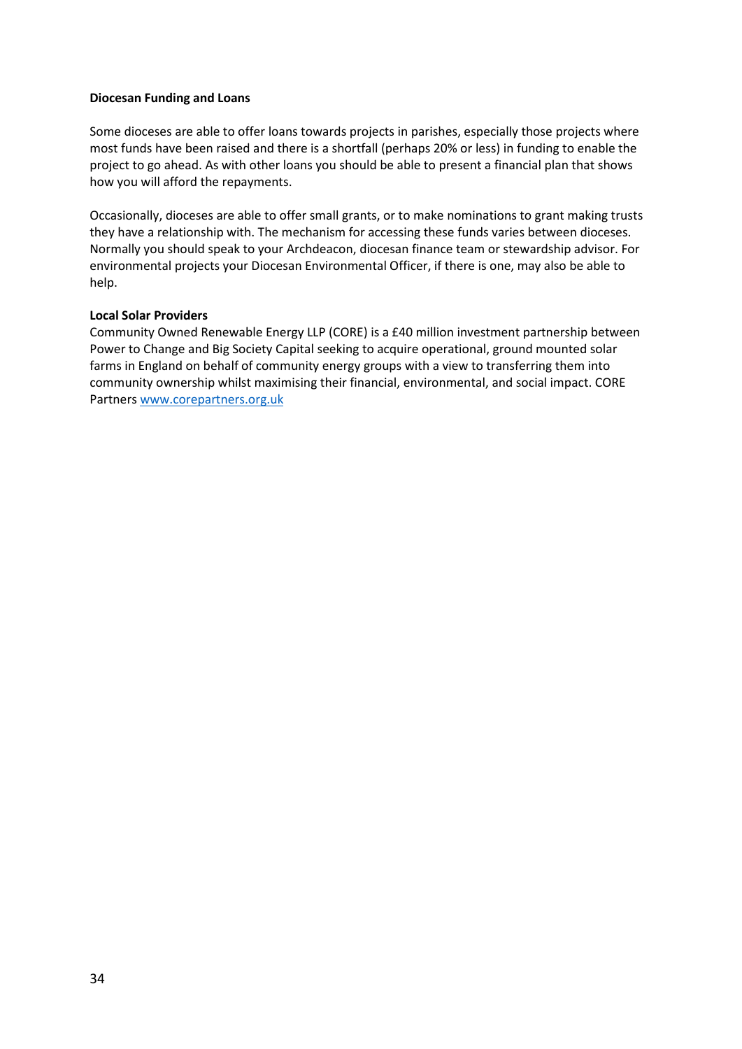**Diocesan Funding and Loans**

Some dioceses are able to offer loans towards projects in parishes, especially those projects where most funds have been raised and there is a shortfall (perhaps 20% or less) in funding to enable the project to go ahead. As with other loans you should be able to present a financial plan that shows how you will afford the repayments.

Occasionally, dioceses are able to offer small grants, or to make nominations to grant making trusts they have a relationship with. The mechanism for accessing these funds varies between dioceses. Normally you should speak to your Archdeacon, diocesan finance team or stewardship advisor. For environmental projects your Diocesan Environmental Officer, if there is one, may also be able to help.

**Local Solar Providers**

Community Owned Renewable Energy LLP (CORE) is a £40 million investment partnership between Power to Change and Big Society Capital seeking to acquire operational, ground mounted solar farms in England on behalf of community energy groups with a view to transferring them into community ownership whilst maximising their financial, environmental, and social impact. CORE Partners [www.corepartners.org.uk](http://www.corepartners.org.uk)